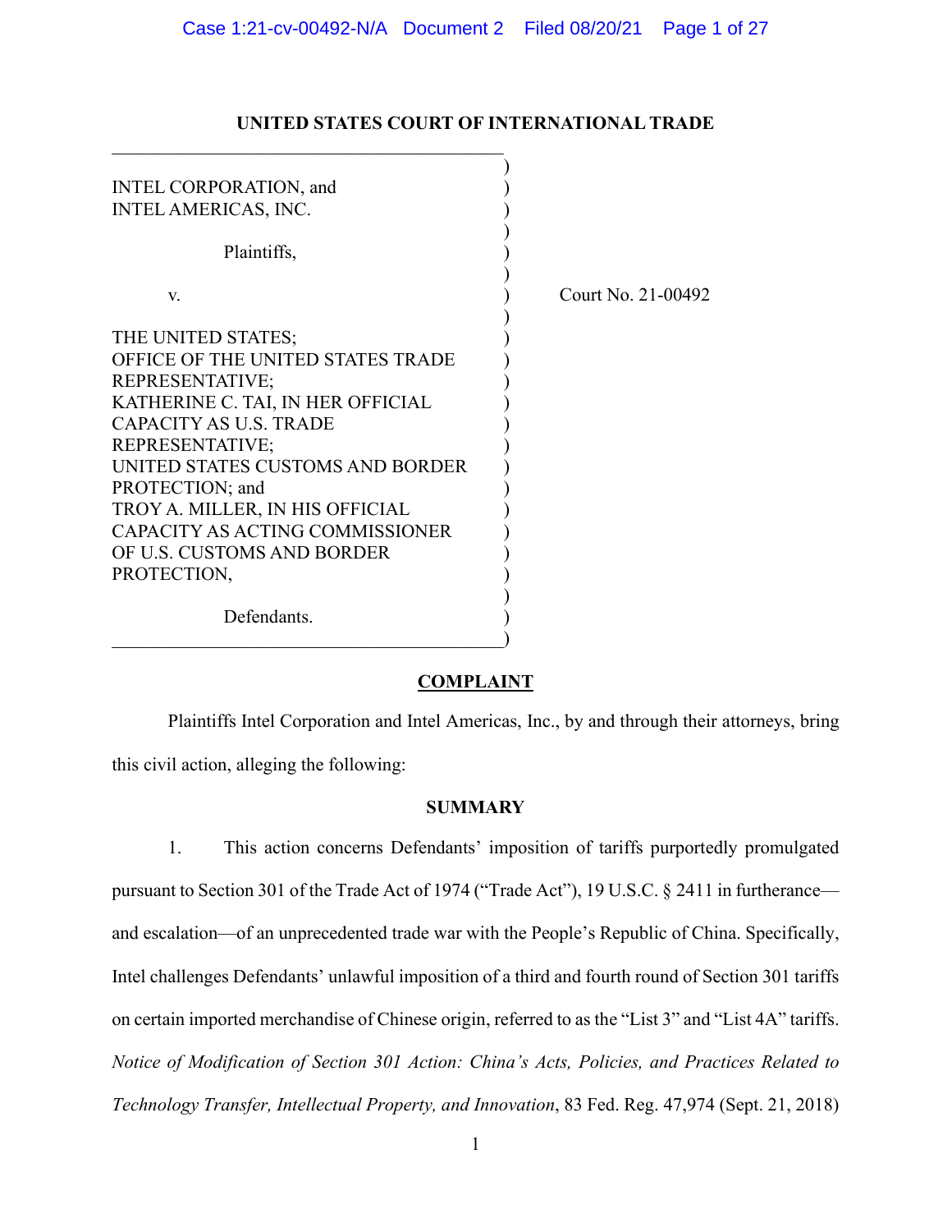**UNITED STATES COURT OF INTERNATIONAL TRADE**

| | |
|---|---|
| INTEL CORPORATION, and<br>INTEL AMERICAS, INC.<br><br>Plaintiffs,<br><br>v.<br><br>THE UNITED STATES;<br>OFFICE OF THE UNITED STATES TRADE REPRESENTATIVE;<br>KATHERINE C. TAI, IN HER OFFICIAL CAPACITY AS U.S. TRADE REPRESENTATIVE;<br>UNITED STATES CUSTOMS AND BORDER PROTECTION; and<br>TROY A. MILLER, IN HIS OFFICIAL CAPACITY AS ACTING COMMISSIONER OF U.S. CUSTOMS AND BORDER PROTECTION,<br><br>Defendants. | Court No. 21-00492 |

**COMPLAINT**

Plaintiffs Intel Corporation and Intel Americas, Inc., by and through their attorneys, bring this civil action, alleging the following:

**SUMMARY**

1. This action concerns Defendants' imposition of tariffs purportedly promulgated pursuant to Section 301 of the Trade Act of 1974 ("Trade Act"), 19 U.S.C. § 2411 in furtherance—and escalation—of an unprecedented trade war with the People's Republic of China. Specifically, Intel challenges Defendants' unlawful imposition of a third and fourth round of Section 301 tariffs on certain imported merchandise of Chinese origin, referred to as the "List 3" and "List 4A" tariffs. *Notice of Modification of Section 301 Action: China's Acts, Policies, and Practices Related to Technology Transfer, Intellectual Property, and Innovation*, 83 Fed. Reg. 47,974 (Sept. 21, 2018)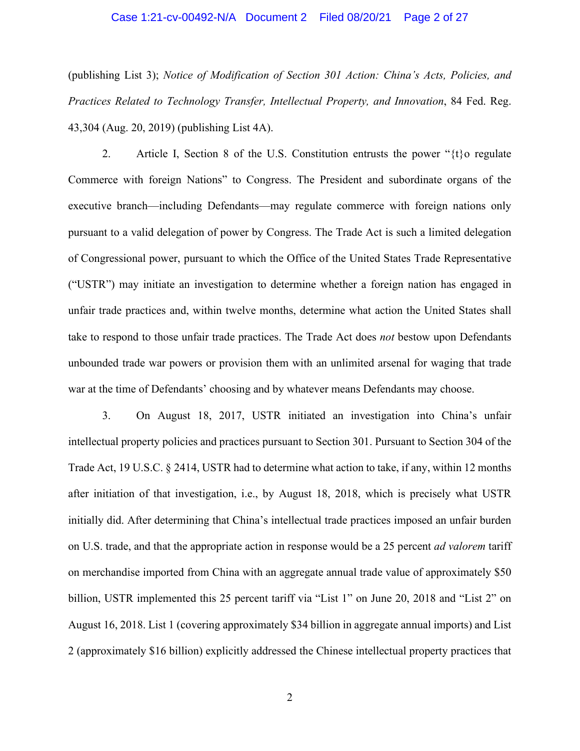(publishing List 3); *Notice of Modification of Section 301 Action: China's Acts, Policies, and Practices Related to Technology Transfer, Intellectual Property, and Innovation*, 84 Fed. Reg. 43,304 (Aug. 20, 2019) (publishing List 4A).

2. Article I, Section 8 of the U.S. Constitution entrusts the power "{t}o regulate Commerce with foreign Nations" to Congress. The President and subordinate organs of the executive branch—including Defendants—may regulate commerce with foreign nations only pursuant to a valid delegation of power by Congress. The Trade Act is such a limited delegation of Congressional power, pursuant to which the Office of the United States Trade Representative ("USTR") may initiate an investigation to determine whether a foreign nation has engaged in unfair trade practices and, within twelve months, determine what action the United States shall take to respond to those unfair trade practices. The Trade Act does *not* bestow upon Defendants unbounded trade war powers or provision them with an unlimited arsenal for waging that trade war at the time of Defendants' choosing and by whatever means Defendants may choose.

3. On August 18, 2017, USTR initiated an investigation into China's unfair intellectual property policies and practices pursuant to Section 301. Pursuant to Section 304 of the Trade Act, 19 U.S.C. § 2414, USTR had to determine what action to take, if any, within 12 months after initiation of that investigation, i.e., by August 18, 2018, which is precisely what USTR initially did. After determining that China's intellectual trade practices imposed an unfair burden on U.S. trade, and that the appropriate action in response would be a 25 percent *ad valorem* tariff on merchandise imported from China with an aggregate annual trade value of approximately $50 billion, USTR implemented this 25 percent tariff via "List 1" on June 20, 2018 and "List 2" on August 16, 2018. List 1 (covering approximately $34 billion in aggregate annual imports) and List 2 (approximately $16 billion) explicitly addressed the Chinese intellectual property practices that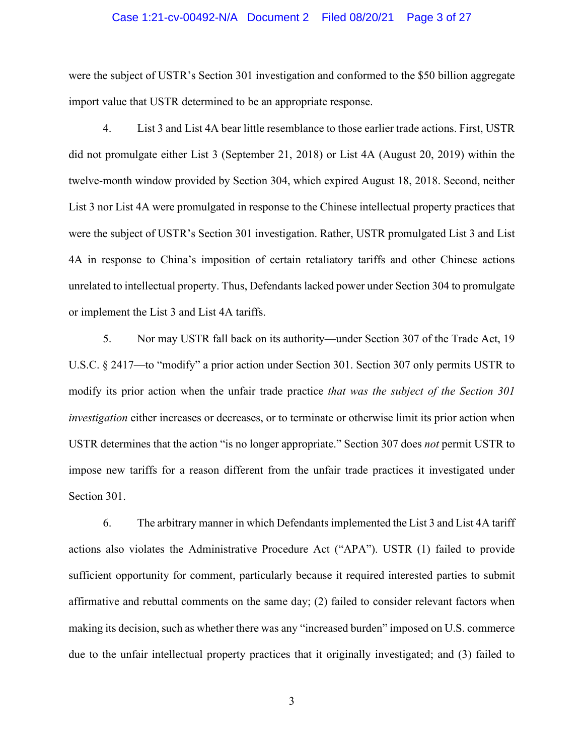were the subject of USTR's Section 301 investigation and conformed to the $50 billion aggregate import value that USTR determined to be an appropriate response.

4. List 3 and List 4A bear little resemblance to those earlier trade actions. First, USTR did not promulgate either List 3 (September 21, 2018) or List 4A (August 20, 2019) within the twelve-month window provided by Section 304, which expired August 18, 2018. Second, neither List 3 nor List 4A were promulgated in response to the Chinese intellectual property practices that were the subject of USTR's Section 301 investigation. Rather, USTR promulgated List 3 and List 4A in response to China's imposition of certain retaliatory tariffs and other Chinese actions unrelated to intellectual property. Thus, Defendants lacked power under Section 304 to promulgate or implement the List 3 and List 4A tariffs.

5. Nor may USTR fall back on its authority—under Section 307 of the Trade Act, 19 U.S.C. § 2417—to "modify" a prior action under Section 301. Section 307 only permits USTR to modify its prior action when the unfair trade practice *that was the subject of the Section 301 investigation* either increases or decreases, or to terminate or otherwise limit its prior action when USTR determines that the action "is no longer appropriate." Section 307 does *not* permit USTR to impose new tariffs for a reason different from the unfair trade practices it investigated under Section 301.

6. The arbitrary manner in which Defendants implemented the List 3 and List 4A tariff actions also violates the Administrative Procedure Act ("APA"). USTR (1) failed to provide sufficient opportunity for comment, particularly because it required interested parties to submit affirmative and rebuttal comments on the same day; (2) failed to consider relevant factors when making its decision, such as whether there was any "increased burden" imposed on U.S. commerce due to the unfair intellectual property practices that it originally investigated; and (3) failed to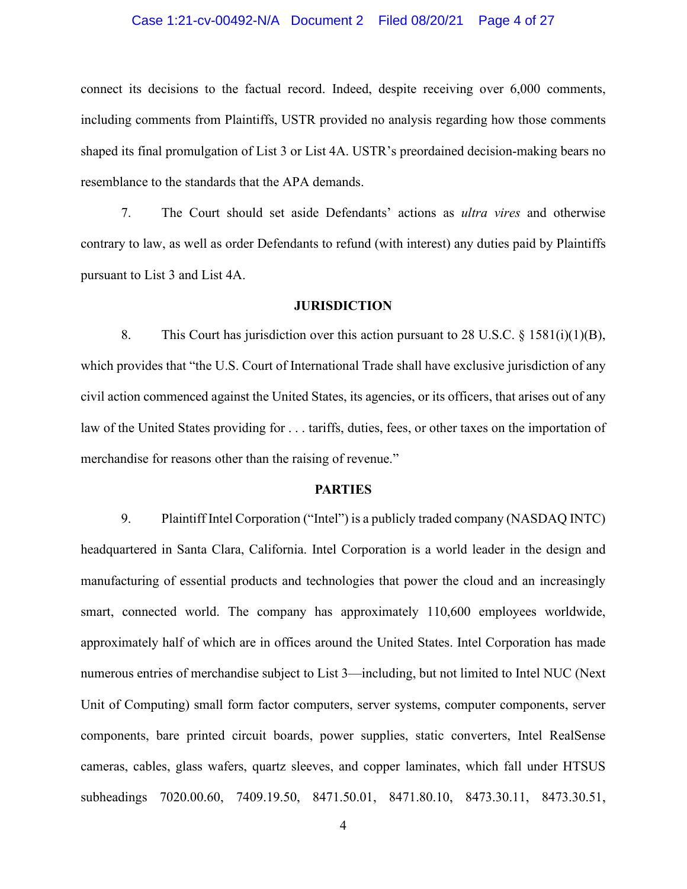connect its decisions to the factual record. Indeed, despite receiving over 6,000 comments, including comments from Plaintiffs, USTR provided no analysis regarding how those comments shaped its final promulgation of List 3 or List 4A. USTR's preordained decision-making bears no resemblance to the standards that the APA demands.

7. The Court should set aside Defendants' actions as *ultra vires* and otherwise contrary to law, as well as order Defendants to refund (with interest) any duties paid by Plaintiffs pursuant to List 3 and List 4A.

## JURISDICTION

8. This Court has jurisdiction over this action pursuant to 28 U.S.C. § 1581(i)(1)(B), which provides that "the U.S. Court of International Trade shall have exclusive jurisdiction of any civil action commenced against the United States, its agencies, or its officers, that arises out of any law of the United States providing for . . . tariffs, duties, fees, or other taxes on the importation of merchandise for reasons other than the raising of revenue."

## PARTIES

9. Plaintiff Intel Corporation ("Intel") is a publicly traded company (NASDAQ INTC) headquartered in Santa Clara, California. Intel Corporation is a world leader in the design and manufacturing of essential products and technologies that power the cloud and an increasingly smart, connected world. The company has approximately 110,600 employees worldwide, approximately half of which are in offices around the United States. Intel Corporation has made numerous entries of merchandise subject to List 3—including, but not limited to Intel NUC (Next Unit of Computing) small form factor computers, server systems, computer components, server components, bare printed circuit boards, power supplies, static converters, Intel RealSense cameras, cables, glass wafers, quartz sleeves, and copper laminates, which fall under HTSUS subheadings 7020.00.60, 7409.19.50, 8471.50.01, 8471.80.10, 8473.30.11, 8473.30.51,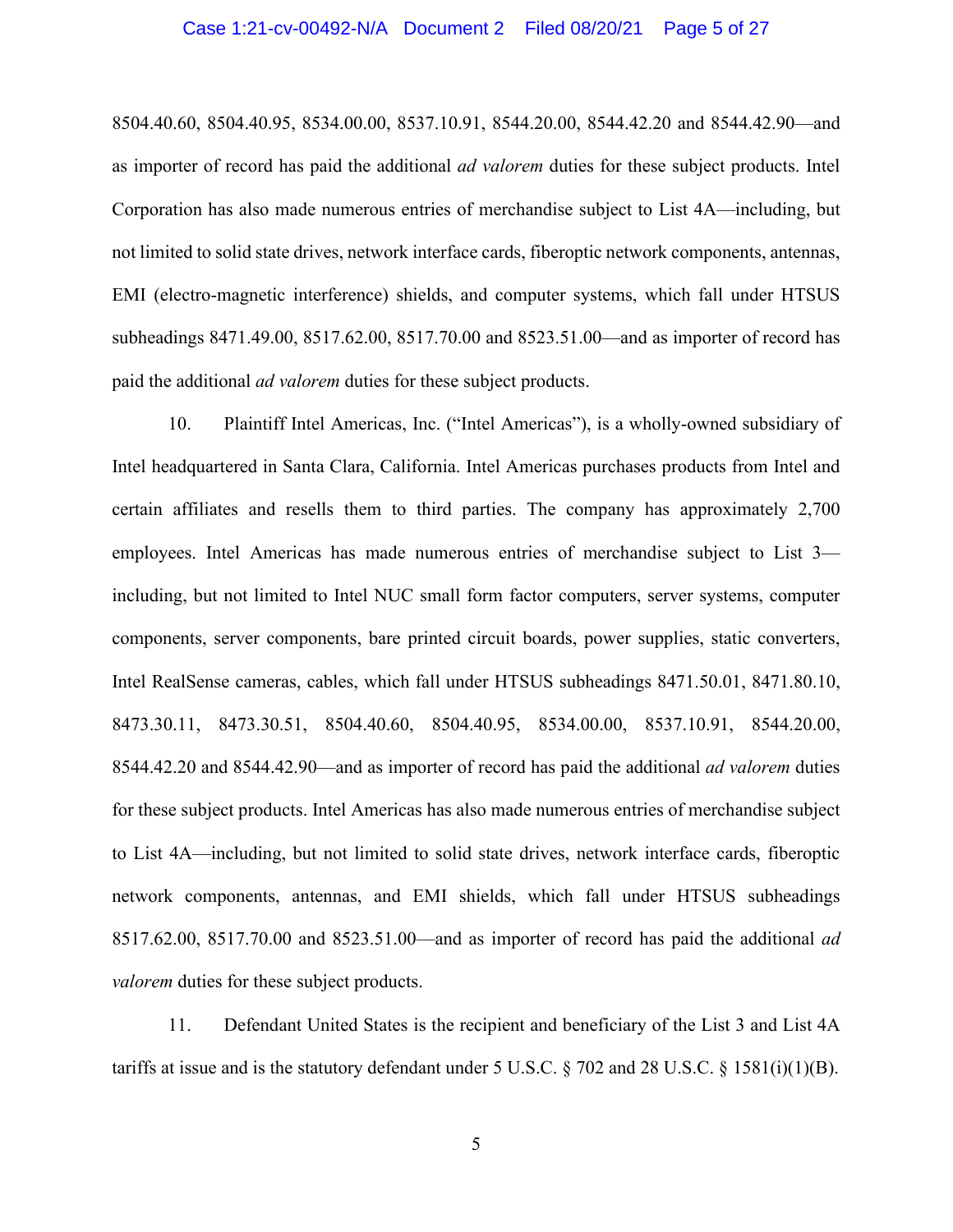8504.40.60, 8504.40.95, 8534.00.00, 8537.10.91, 8544.20.00, 8544.42.20 and 8544.42.90—and as importer of record has paid the additional *ad valorem* duties for these subject products. Intel Corporation has also made numerous entries of merchandise subject to List 4A—including, but not limited to solid state drives, network interface cards, fiberoptic network components, antennas, EMI (electro-magnetic interference) shields, and computer systems, which fall under HTSUS subheadings 8471.49.00, 8517.62.00, 8517.70.00 and 8523.51.00—and as importer of record has paid the additional *ad valorem* duties for these subject products.

10. Plaintiff Intel Americas, Inc. ("Intel Americas"), is a wholly-owned subsidiary of Intel headquartered in Santa Clara, California. Intel Americas purchases products from Intel and certain affiliates and resells them to third parties. The company has approximately 2,700 employees. Intel Americas has made numerous entries of merchandise subject to List 3—including, but not limited to Intel NUC small form factor computers, server systems, computer components, server components, bare printed circuit boards, power supplies, static converters, Intel RealSense cameras, cables, which fall under HTSUS subheadings 8471.50.01, 8471.80.10, 8473.30.11, 8473.30.51, 8504.40.60, 8504.40.95, 8534.00.00, 8537.10.91, 8544.20.00, 8544.42.20 and 8544.42.90—and as importer of record has paid the additional *ad valorem* duties for these subject products. Intel Americas has also made numerous entries of merchandise subject to List 4A—including, but not limited to solid state drives, network interface cards, fiberoptic network components, antennas, and EMI shields, which fall under HTSUS subheadings 8517.62.00, 8517.70.00 and 8523.51.00—and as importer of record has paid the additional *ad valorem* duties for these subject products.

11. Defendant United States is the recipient and beneficiary of the List 3 and List 4A tariffs at issue and is the statutory defendant under 5 U.S.C. § 702 and 28 U.S.C. § 1581(i)(1)(B).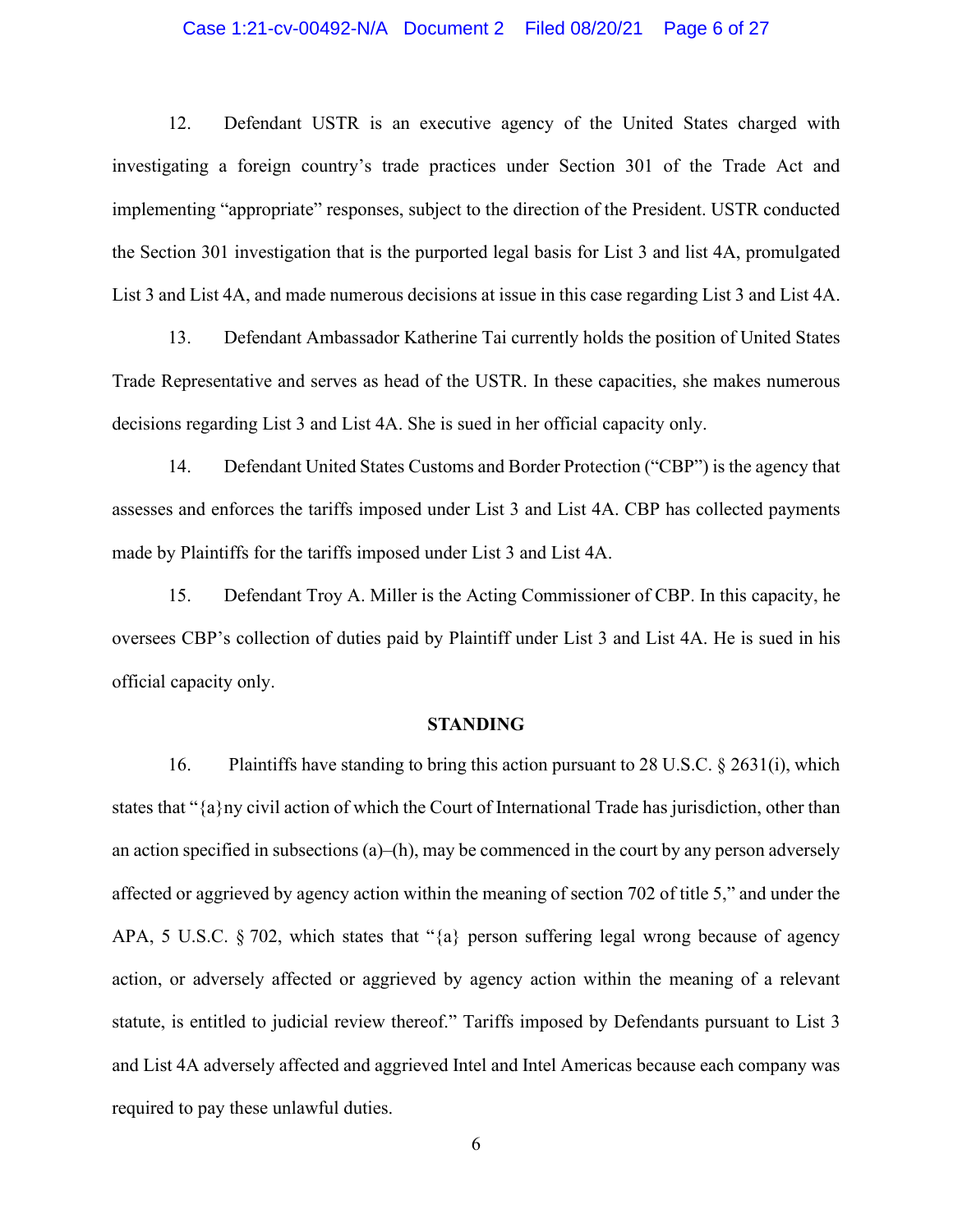12. Defendant USTR is an executive agency of the United States charged with investigating a foreign country's trade practices under Section 301 of the Trade Act and implementing "appropriate" responses, subject to the direction of the President. USTR conducted the Section 301 investigation that is the purported legal basis for List 3 and list 4A, promulgated List 3 and List 4A, and made numerous decisions at issue in this case regarding List 3 and List 4A.

13. Defendant Ambassador Katherine Tai currently holds the position of United States Trade Representative and serves as head of the USTR. In these capacities, she makes numerous decisions regarding List 3 and List 4A. She is sued in her official capacity only.

14. Defendant United States Customs and Border Protection ("CBP") is the agency that assesses and enforces the tariffs imposed under List 3 and List 4A. CBP has collected payments made by Plaintiffs for the tariffs imposed under List 3 and List 4A.

15. Defendant Troy A. Miller is the Acting Commissioner of CBP. In this capacity, he oversees CBP's collection of duties paid by Plaintiff under List 3 and List 4A. He is sued in his official capacity only.

**STANDING**

16. Plaintiffs have standing to bring this action pursuant to 28 U.S.C. § 2631(i), which states that "{a}ny civil action of which the Court of International Trade has jurisdiction, other than an action specified in subsections (a)–(h), may be commenced in the court by any person adversely affected or aggrieved by agency action within the meaning of section 702 of title 5," and under the APA, 5 U.S.C. § 702, which states that "{a} person suffering legal wrong because of agency action, or adversely affected or aggrieved by agency action within the meaning of a relevant statute, is entitled to judicial review thereof." Tariffs imposed by Defendants pursuant to List 3 and List 4A adversely affected and aggrieved Intel and Intel Americas because each company was required to pay these unlawful duties.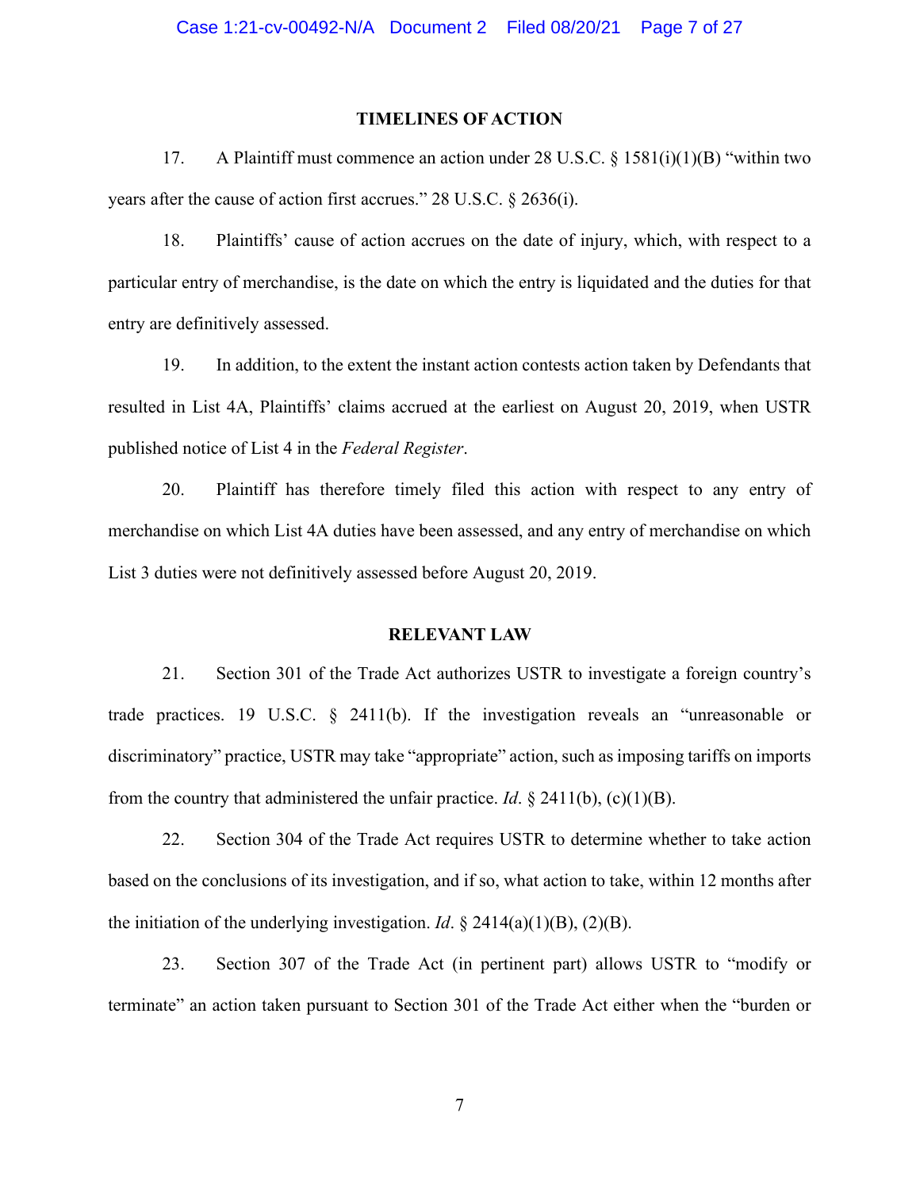## TIMELINES OF ACTION

17. A Plaintiff must commence an action under 28 U.S.C. § 1581(i)(1)(B) "within two years after the cause of action first accrues." 28 U.S.C. § 2636(i).

18. Plaintiffs' cause of action accrues on the date of injury, which, with respect to a particular entry of merchandise, is the date on which the entry is liquidated and the duties for that entry are definitively assessed.

19. In addition, to the extent the instant action contests action taken by Defendants that resulted in List 4A, Plaintiffs' claims accrued at the earliest on August 20, 2019, when USTR published notice of List 4 in the *Federal Register*.

20. Plaintiff has therefore timely filed this action with respect to any entry of merchandise on which List 4A duties have been assessed, and any entry of merchandise on which List 3 duties were not definitively assessed before August 20, 2019.

## RELEVANT LAW

21. Section 301 of the Trade Act authorizes USTR to investigate a foreign country's trade practices. 19 U.S.C. § 2411(b). If the investigation reveals an "unreasonable or discriminatory" practice, USTR may take "appropriate" action, such as imposing tariffs on imports from the country that administered the unfair practice. *Id*. § 2411(b), (c)(1)(B).

22. Section 304 of the Trade Act requires USTR to determine whether to take action based on the conclusions of its investigation, and if so, what action to take, within 12 months after the initiation of the underlying investigation. *Id*. § 2414(a)(1)(B), (2)(B).

23. Section 307 of the Trade Act (in pertinent part) allows USTR to "modify or terminate" an action taken pursuant to Section 301 of the Trade Act either when the "burden or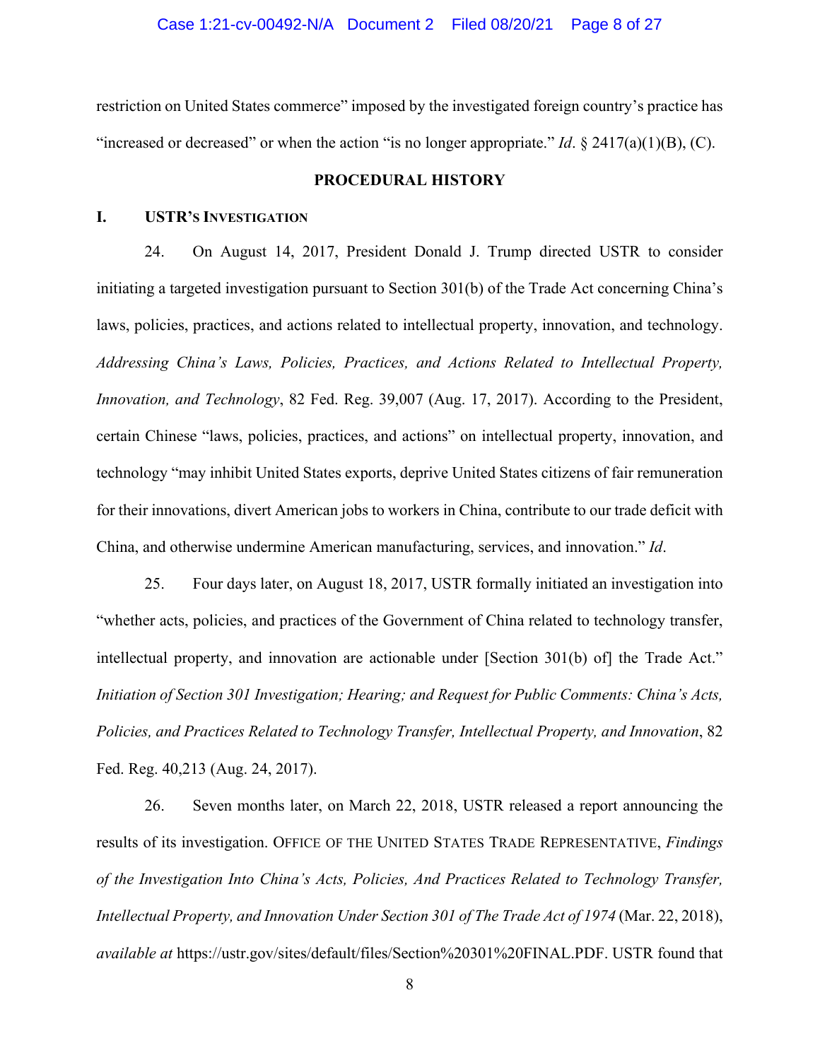restriction on United States commerce" imposed by the investigated foreign country's practice has "increased or decreased" or when the action "is no longer appropriate." *Id*. § 2417(a)(1)(B), (C).

## PROCEDURAL HISTORY

### I. USTR's Investigation

24. On August 14, 2017, President Donald J. Trump directed USTR to consider initiating a targeted investigation pursuant to Section 301(b) of the Trade Act concerning China's laws, policies, practices, and actions related to intellectual property, innovation, and technology. *Addressing China's Laws, Policies, Practices, and Actions Related to Intellectual Property, Innovation, and Technology*, 82 Fed. Reg. 39,007 (Aug. 17, 2017). According to the President, certain Chinese "laws, policies, practices, and actions" on intellectual property, innovation, and technology "may inhibit United States exports, deprive United States citizens of fair remuneration for their innovations, divert American jobs to workers in China, contribute to our trade deficit with China, and otherwise undermine American manufacturing, services, and innovation." *Id*.

25. Four days later, on August 18, 2017, USTR formally initiated an investigation into "whether acts, policies, and practices of the Government of China related to technology transfer, intellectual property, and innovation are actionable under [Section 301(b) of] the Trade Act." *Initiation of Section 301 Investigation; Hearing; and Request for Public Comments: China's Acts, Policies, and Practices Related to Technology Transfer, Intellectual Property, and Innovation*, 82 Fed. Reg. 40,213 (Aug. 24, 2017).

26. Seven months later, on March 22, 2018, USTR released a report announcing the results of its investigation. OFFICE OF THE UNITED STATES TRADE REPRESENTATIVE, *Findings of the Investigation Into China's Acts, Policies, And Practices Related to Technology Transfer, Intellectual Property, and Innovation Under Section 301 of The Trade Act of 1974* (Mar. 22, 2018), *available at* https://ustr.gov/sites/default/files/Section%20301%20FINAL.PDF. USTR found that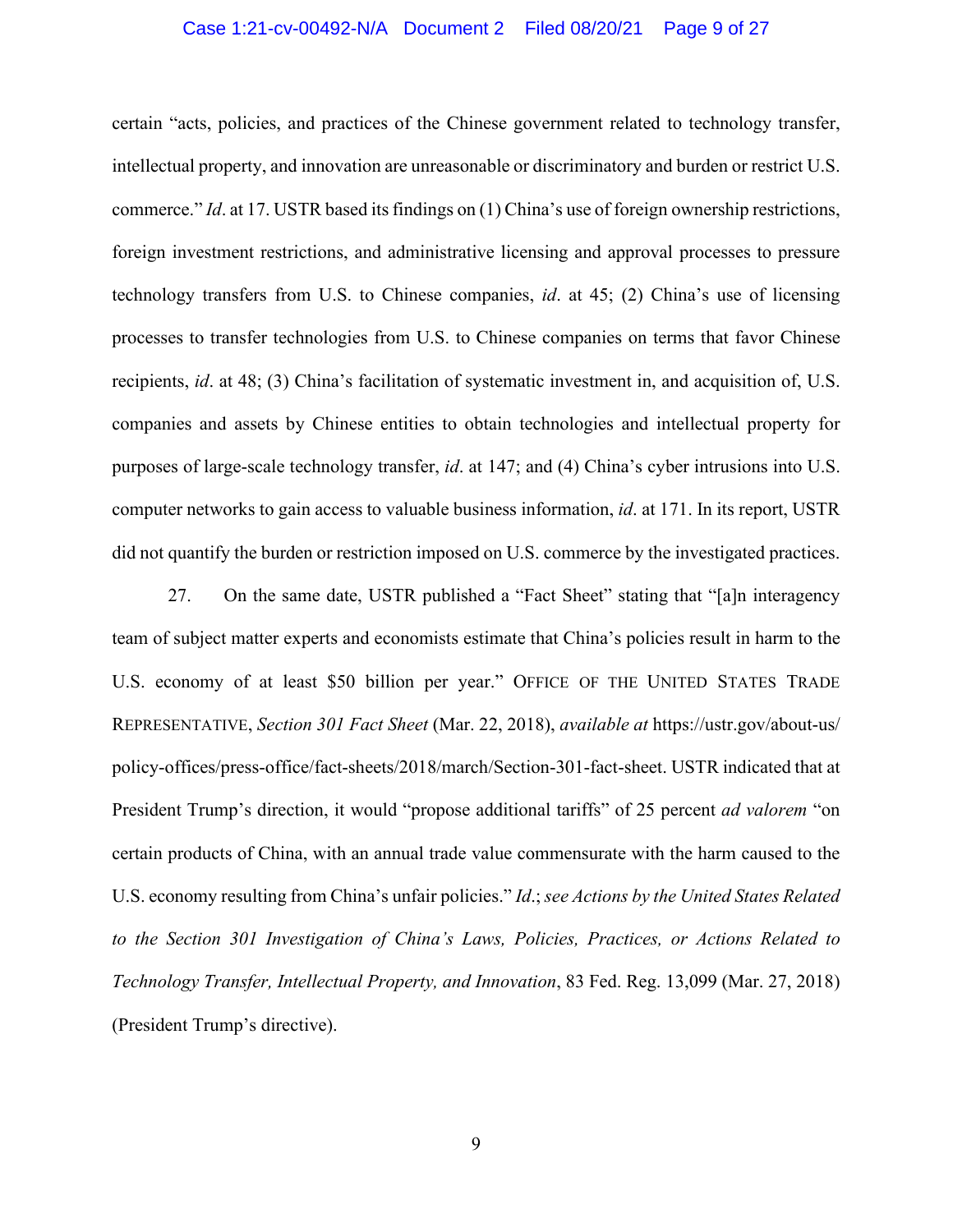certain "acts, policies, and practices of the Chinese government related to technology transfer, intellectual property, and innovation are unreasonable or discriminatory and burden or restrict U.S. commerce." *Id*. at 17. USTR based its findings on (1) China's use of foreign ownership restrictions, foreign investment restrictions, and administrative licensing and approval processes to pressure technology transfers from U.S. to Chinese companies, *id*. at 45; (2) China's use of licensing processes to transfer technologies from U.S. to Chinese companies on terms that favor Chinese recipients, *id*. at 48; (3) China's facilitation of systematic investment in, and acquisition of, U.S. companies and assets by Chinese entities to obtain technologies and intellectual property for purposes of large-scale technology transfer, *id*. at 147; and (4) China's cyber intrusions into U.S. computer networks to gain access to valuable business information, *id*. at 171. In its report, USTR did not quantify the burden or restriction imposed on U.S. commerce by the investigated practices.

27. On the same date, USTR published a "Fact Sheet" stating that "[a]n interagency team of subject matter experts and economists estimate that China's policies result in harm to the U.S. economy of at least $50 billion per year." OFFICE OF THE UNITED STATES TRADE REPRESENTATIVE, *Section 301 Fact Sheet* (Mar. 22, 2018), *available at* https://ustr.gov/about-us/policy-offices/press-office/fact-sheets/2018/march/Section-301-fact-sheet. USTR indicated that at President Trump's direction, it would "propose additional tariffs" of 25 percent *ad valorem* "on certain products of China, with an annual trade value commensurate with the harm caused to the U.S. economy resulting from China's unfair policies." *Id*.; *see Actions by the United States Related to the Section 301 Investigation of China's Laws, Policies, Practices, or Actions Related to Technology Transfer, Intellectual Property, and Innovation*, 83 Fed. Reg. 13,099 (Mar. 27, 2018) (President Trump's directive).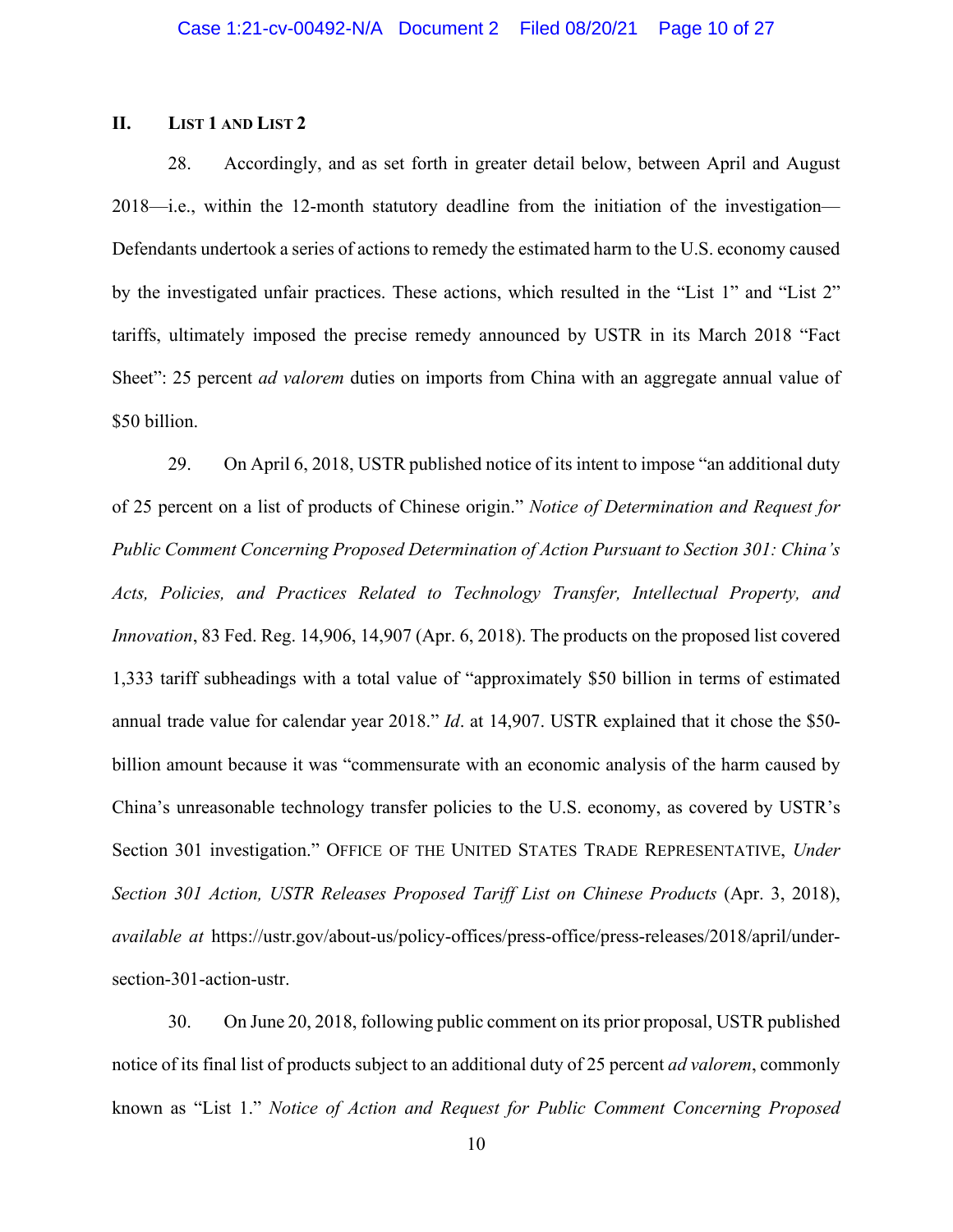## II. List 1 and List 2

28. Accordingly, and as set forth in greater detail below, between April and August 2018—i.e., within the 12-month statutory deadline from the initiation of the investigation—Defendants undertook a series of actions to remedy the estimated harm to the U.S. economy caused by the investigated unfair practices. These actions, which resulted in the "List 1" and "List 2" tariffs, ultimately imposed the precise remedy announced by USTR in its March 2018 "Fact Sheet": 25 percent *ad valorem* duties on imports from China with an aggregate annual value of $50 billion.

29. On April 6, 2018, USTR published notice of its intent to impose "an additional duty of 25 percent on a list of products of Chinese origin." *Notice of Determination and Request for Public Comment Concerning Proposed Determination of Action Pursuant to Section 301: China's Acts, Policies, and Practices Related to Technology Transfer, Intellectual Property, and Innovation*, 83 Fed. Reg. 14,906, 14,907 (Apr. 6, 2018). The products on the proposed list covered 1,333 tariff subheadings with a total value of "approximately $50 billion in terms of estimated annual trade value for calendar year 2018." *Id*. at 14,907. USTR explained that it chose the $50-billion amount because it was "commensurate with an economic analysis of the harm caused by China's unreasonable technology transfer policies to the U.S. economy, as covered by USTR's Section 301 investigation." Office of the United States Trade Representative, *Under Section 301 Action, USTR Releases Proposed Tariff List on Chinese Products* (Apr. 3, 2018), *available at* https://ustr.gov/about-us/policy-offices/press-office/press-releases/2018/april/under-section-301-action-ustr.

30. On June 20, 2018, following public comment on its prior proposal, USTR published notice of its final list of products subject to an additional duty of 25 percent *ad valorem*, commonly known as "List 1." *Notice of Action and Request for Public Comment Concerning Proposed*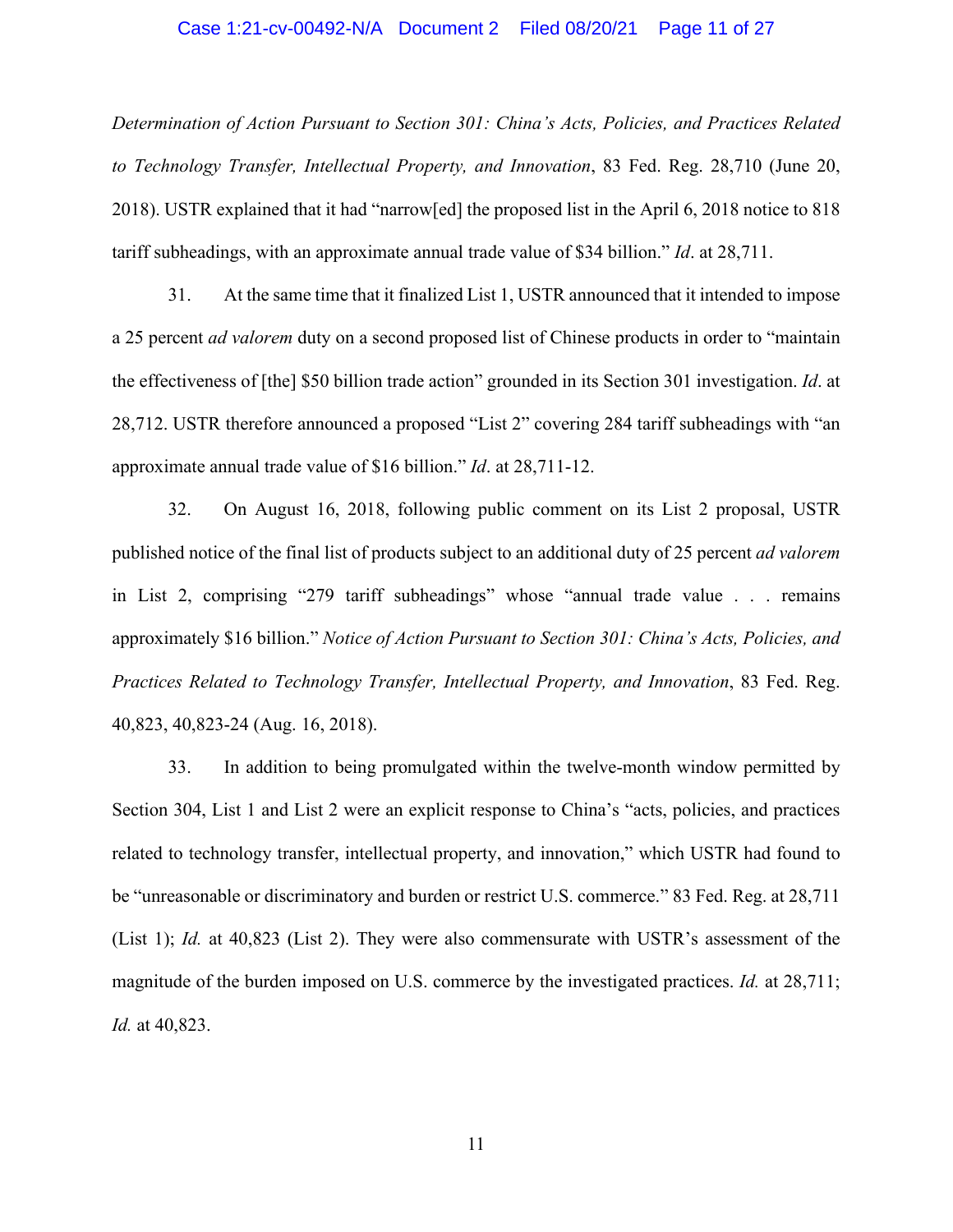*Determination of Action Pursuant to Section 301: China's Acts, Policies, and Practices Related to Technology Transfer, Intellectual Property, and Innovation*, 83 Fed. Reg. 28,710 (June 20, 2018). USTR explained that it had "narrow[ed] the proposed list in the April 6, 2018 notice to 818 tariff subheadings, with an approximate annual trade value of $34 billion." *Id*. at 28,711.

31. At the same time that it finalized List 1, USTR announced that it intended to impose a 25 percent *ad valorem* duty on a second proposed list of Chinese products in order to "maintain the effectiveness of [the] $50 billion trade action" grounded in its Section 301 investigation. *Id*. at 28,712. USTR therefore announced a proposed "List 2" covering 284 tariff subheadings with "an approximate annual trade value of $16 billion." *Id*. at 28,711-12.

32. On August 16, 2018, following public comment on its List 2 proposal, USTR published notice of the final list of products subject to an additional duty of 25 percent *ad valorem* in List 2, comprising "279 tariff subheadings" whose "annual trade value . . . remains approximately $16 billion." *Notice of Action Pursuant to Section 301: China's Acts, Policies, and Practices Related to Technology Transfer, Intellectual Property, and Innovation*, 83 Fed. Reg. 40,823, 40,823-24 (Aug. 16, 2018).

33. In addition to being promulgated within the twelve-month window permitted by Section 304, List 1 and List 2 were an explicit response to China's "acts, policies, and practices related to technology transfer, intellectual property, and innovation," which USTR had found to be "unreasonable or discriminatory and burden or restrict U.S. commerce." 83 Fed. Reg. at 28,711 (List 1); *Id.* at 40,823 (List 2). They were also commensurate with USTR's assessment of the magnitude of the burden imposed on U.S. commerce by the investigated practices. *Id.* at 28,711; *Id.* at 40,823.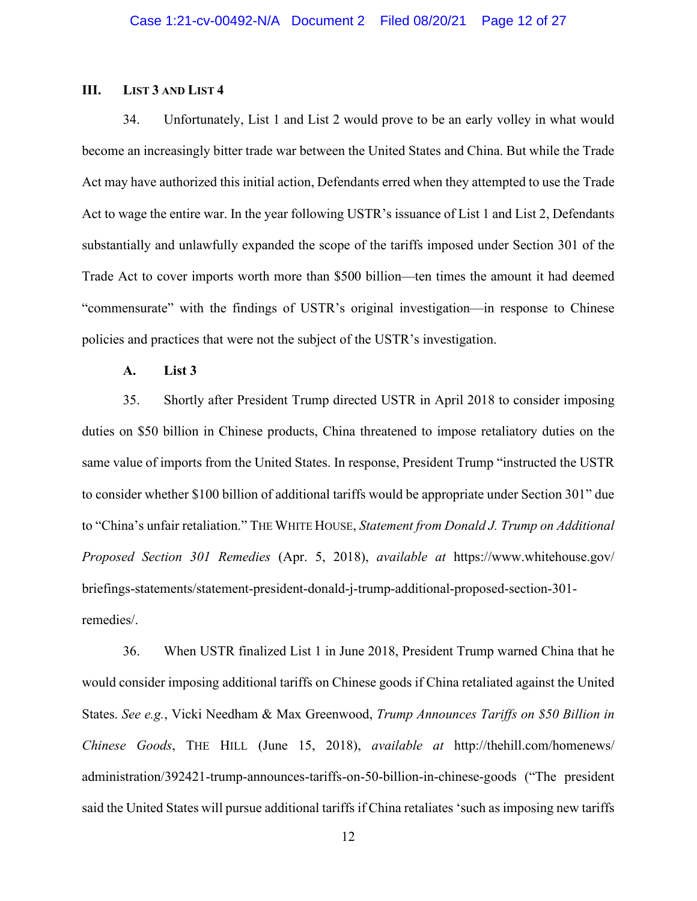## III. List 3 and List 4

34. Unfortunately, List 1 and List 2 would prove to be an early volley in what would become an increasingly bitter trade war between the United States and China. But while the Trade Act may have authorized this initial action, Defendants erred when they attempted to use the Trade Act to wage the entire war. In the year following USTR's issuance of List 1 and List 2, Defendants substantially and unlawfully expanded the scope of the tariffs imposed under Section 301 of the Trade Act to cover imports worth more than $500 billion—ten times the amount it had deemed "commensurate" with the findings of USTR's original investigation—in response to Chinese policies and practices that were not the subject of the USTR's investigation.

### A. List 3

35. Shortly after President Trump directed USTR in April 2018 to consider imposing duties on $50 billion in Chinese products, China threatened to impose retaliatory duties on the same value of imports from the United States. In response, President Trump "instructed the USTR to consider whether $100 billion of additional tariffs would be appropriate under Section 301" due to "China's unfair retaliation." The White House, *Statement from Donald J. Trump on Additional Proposed Section 301 Remedies* (Apr. 5, 2018), *available at* https://www.whitehouse.gov/briefings-statements/statement-president-donald-j-trump-additional-proposed-section-301-remedies/.

36. When USTR finalized List 1 in June 2018, President Trump warned China that he would consider imposing additional tariffs on Chinese goods if China retaliated against the United States. *See e.g.*, Vicki Needham & Max Greenwood, *Trump Announces Tariffs on $50 Billion in Chinese Goods*, The Hill (June 15, 2018), *available at* http://thehill.com/homenews/administration/392421-trump-announces-tariffs-on-50-billion-in-chinese-goods ("The president said the United States will pursue additional tariffs if China retaliates 'such as imposing new tariffs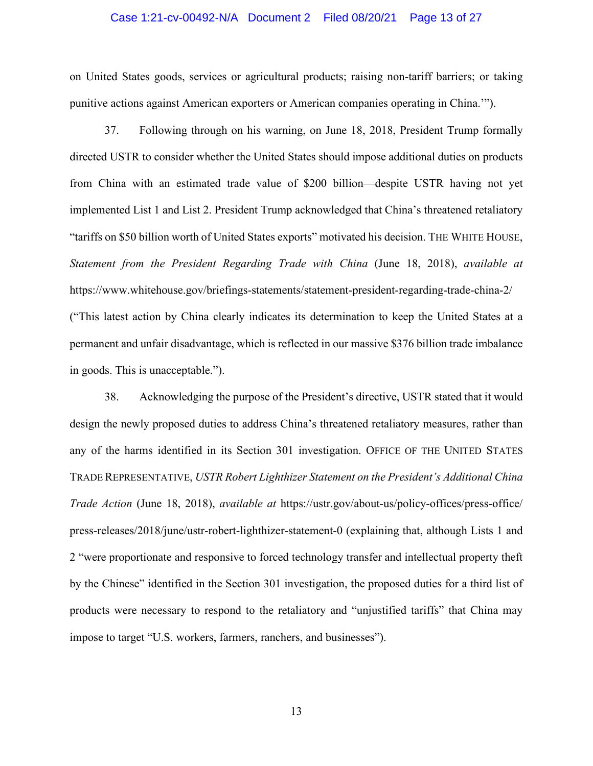on United States goods, services or agricultural products; raising non-tariff barriers; or taking punitive actions against American exporters or American companies operating in China.'").

37. Following through on his warning, on June 18, 2018, President Trump formally directed USTR to consider whether the United States should impose additional duties on products from China with an estimated trade value of $200 billion—despite USTR having not yet implemented List 1 and List 2. President Trump acknowledged that China's threatened retaliatory "tariffs on $50 billion worth of United States exports" motivated his decision. THE WHITE HOUSE, *Statement from the President Regarding Trade with China* (June 18, 2018), *available at* https://www.whitehouse.gov/briefings-statements/statement-president-regarding-trade-china-2/ ("This latest action by China clearly indicates its determination to keep the United States at a permanent and unfair disadvantage, which is reflected in our massive $376 billion trade imbalance in goods. This is unacceptable.").

38. Acknowledging the purpose of the President's directive, USTR stated that it would design the newly proposed duties to address China's threatened retaliatory measures, rather than any of the harms identified in its Section 301 investigation. OFFICE OF THE UNITED STATES TRADE REPRESENTATIVE, *USTR Robert Lighthizer Statement on the President's Additional China Trade Action* (June 18, 2018), *available at* https://ustr.gov/about-us/policy-offices/press-office/press-releases/2018/june/ustr-robert-lighthizer-statement-0 (explaining that, although Lists 1 and 2 "were proportionate and responsive to forced technology transfer and intellectual property theft by the Chinese" identified in the Section 301 investigation, the proposed duties for a third list of products were necessary to respond to the retaliatory and "unjustified tariffs" that China may impose to target "U.S. workers, farmers, ranchers, and businesses").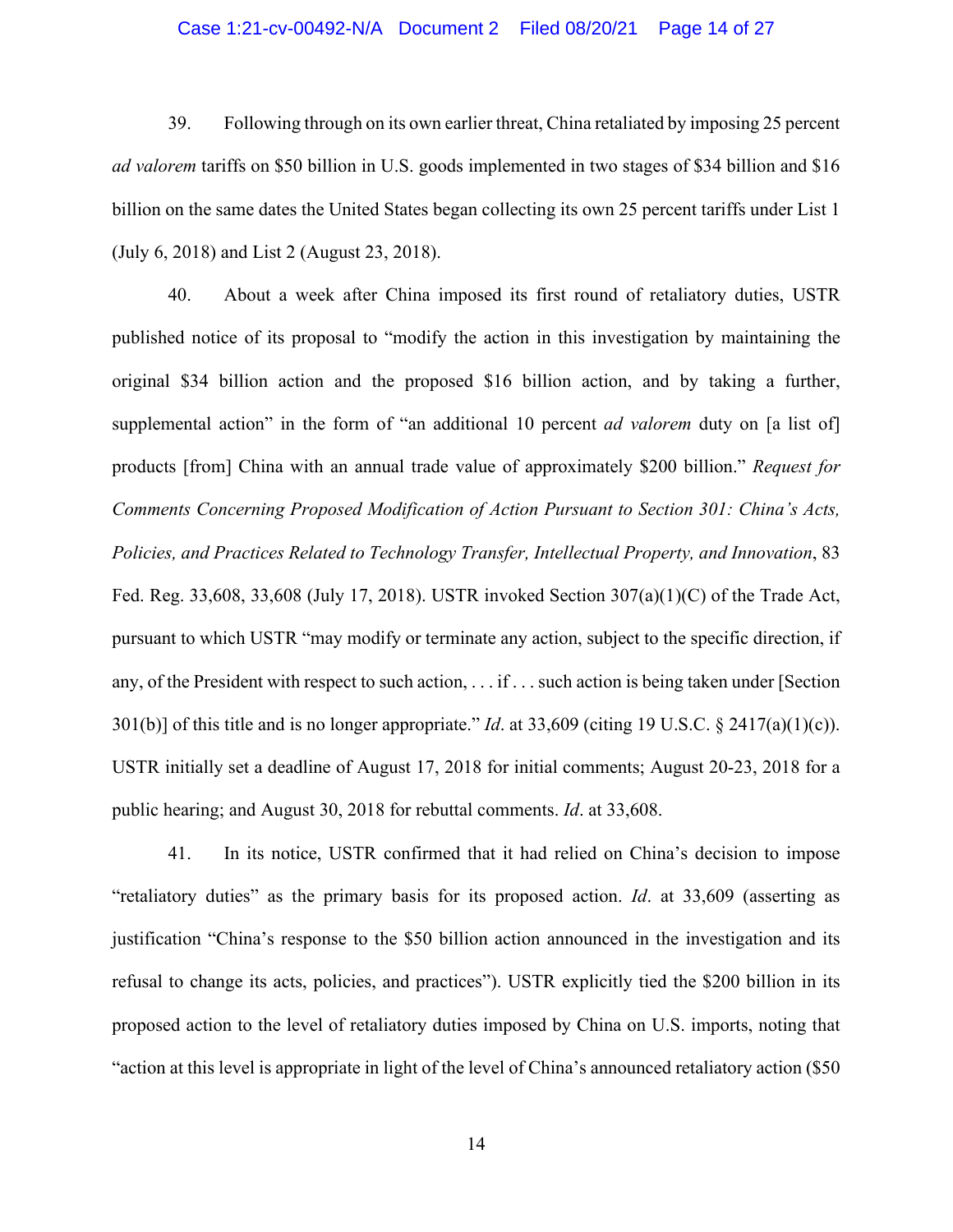39. Following through on its own earlier threat, China retaliated by imposing 25 percent *ad valorem* tariffs on $50 billion in U.S. goods implemented in two stages of $34 billion and $16 billion on the same dates the United States began collecting its own 25 percent tariffs under List 1 (July 6, 2018) and List 2 (August 23, 2018).

40. About a week after China imposed its first round of retaliatory duties, USTR published notice of its proposal to "modify the action in this investigation by maintaining the original $34 billion action and the proposed $16 billion action, and by taking a further, supplemental action" in the form of "an additional 10 percent *ad valorem* duty on [a list of] products [from] China with an annual trade value of approximately $200 billion." *Request for Comments Concerning Proposed Modification of Action Pursuant to Section 301: China's Acts, Policies, and Practices Related to Technology Transfer, Intellectual Property, and Innovation*, 83 Fed. Reg. 33,608, 33,608 (July 17, 2018). USTR invoked Section 307(a)(1)(C) of the Trade Act, pursuant to which USTR "may modify or terminate any action, subject to the specific direction, if any, of the President with respect to such action, . . . if . . . such action is being taken under [Section 301(b)] of this title and is no longer appropriate." *Id*. at 33,609 (citing 19 U.S.C. § 2417(a)(1)(c)). USTR initially set a deadline of August 17, 2018 for initial comments; August 20-23, 2018 for a public hearing; and August 30, 2018 for rebuttal comments. *Id*. at 33,608.

41. In its notice, USTR confirmed that it had relied on China's decision to impose "retaliatory duties" as the primary basis for its proposed action. *Id*. at 33,609 (asserting as justification "China's response to the $50 billion action announced in the investigation and its refusal to change its acts, policies, and practices"). USTR explicitly tied the $200 billion in its proposed action to the level of retaliatory duties imposed by China on U.S. imports, noting that "action at this level is appropriate in light of the level of China's announced retaliatory action ($50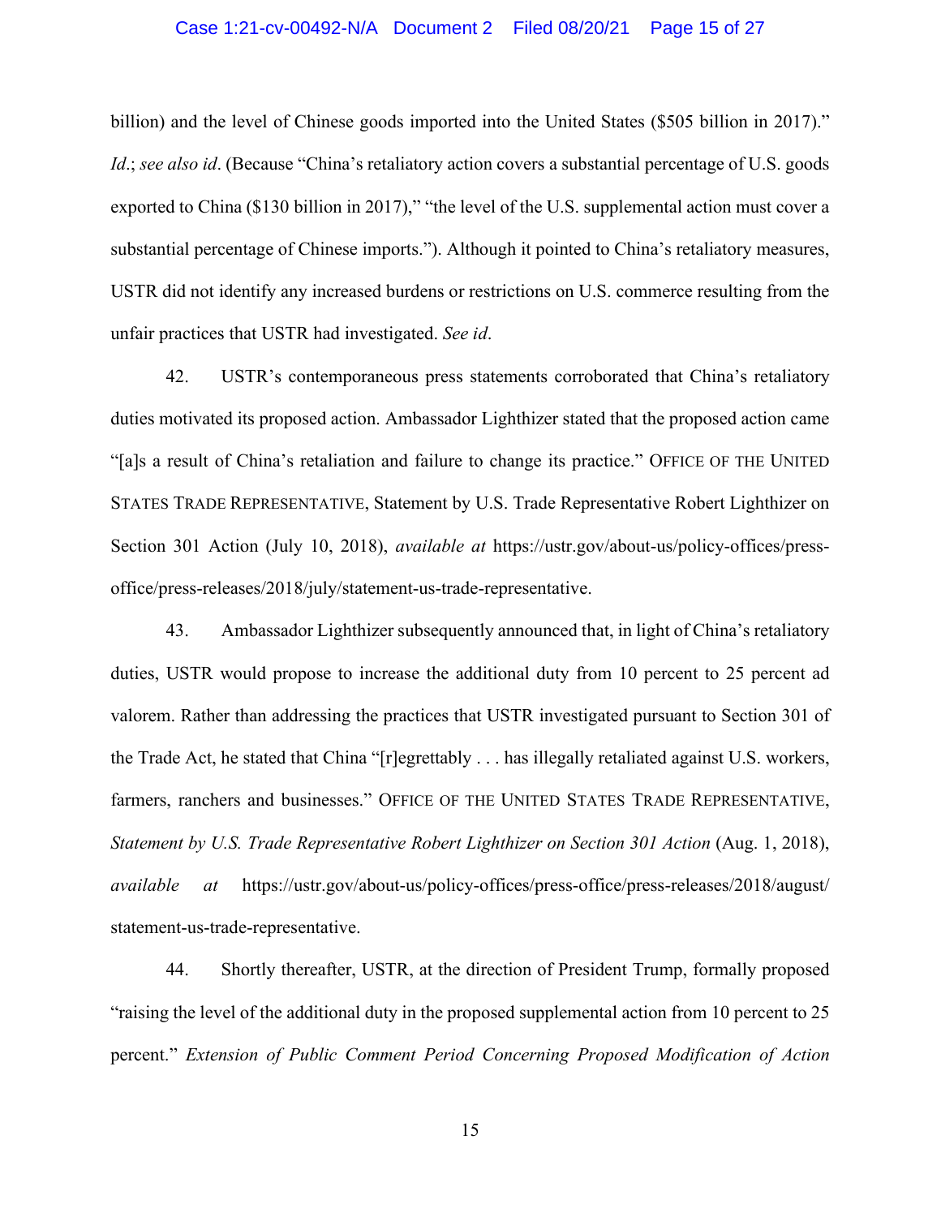billion) and the level of Chinese goods imported into the United States ($505 billion in 2017)." *Id*.; *see also id*. (Because "China's retaliatory action covers a substantial percentage of U.S. goods exported to China ($130 billion in 2017)," "the level of the U.S. supplemental action must cover a substantial percentage of Chinese imports."). Although it pointed to China's retaliatory measures, USTR did not identify any increased burdens or restrictions on U.S. commerce resulting from the unfair practices that USTR had investigated. *See id*.

42. USTR's contemporaneous press statements corroborated that China's retaliatory duties motivated its proposed action. Ambassador Lighthizer stated that the proposed action came "[a]s a result of China's retaliation and failure to change its practice." OFFICE OF THE UNITED STATES TRADE REPRESENTATIVE, Statement by U.S. Trade Representative Robert Lighthizer on Section 301 Action (July 10, 2018), *available at* https://ustr.gov/about-us/policy-offices/press-office/press-releases/2018/july/statement-us-trade-representative.

43. Ambassador Lighthizer subsequently announced that, in light of China's retaliatory duties, USTR would propose to increase the additional duty from 10 percent to 25 percent ad valorem. Rather than addressing the practices that USTR investigated pursuant to Section 301 of the Trade Act, he stated that China "[r]egrettably . . . has illegally retaliated against U.S. workers, farmers, ranchers and businesses." OFFICE OF THE UNITED STATES TRADE REPRESENTATIVE, *Statement by U.S. Trade Representative Robert Lighthizer on Section 301 Action* (Aug. 1, 2018), *available at* https://ustr.gov/about-us/policy-offices/press-office/press-releases/2018/august/statement-us-trade-representative.

44. Shortly thereafter, USTR, at the direction of President Trump, formally proposed "raising the level of the additional duty in the proposed supplemental action from 10 percent to 25 percent." *Extension of Public Comment Period Concerning Proposed Modification of Action*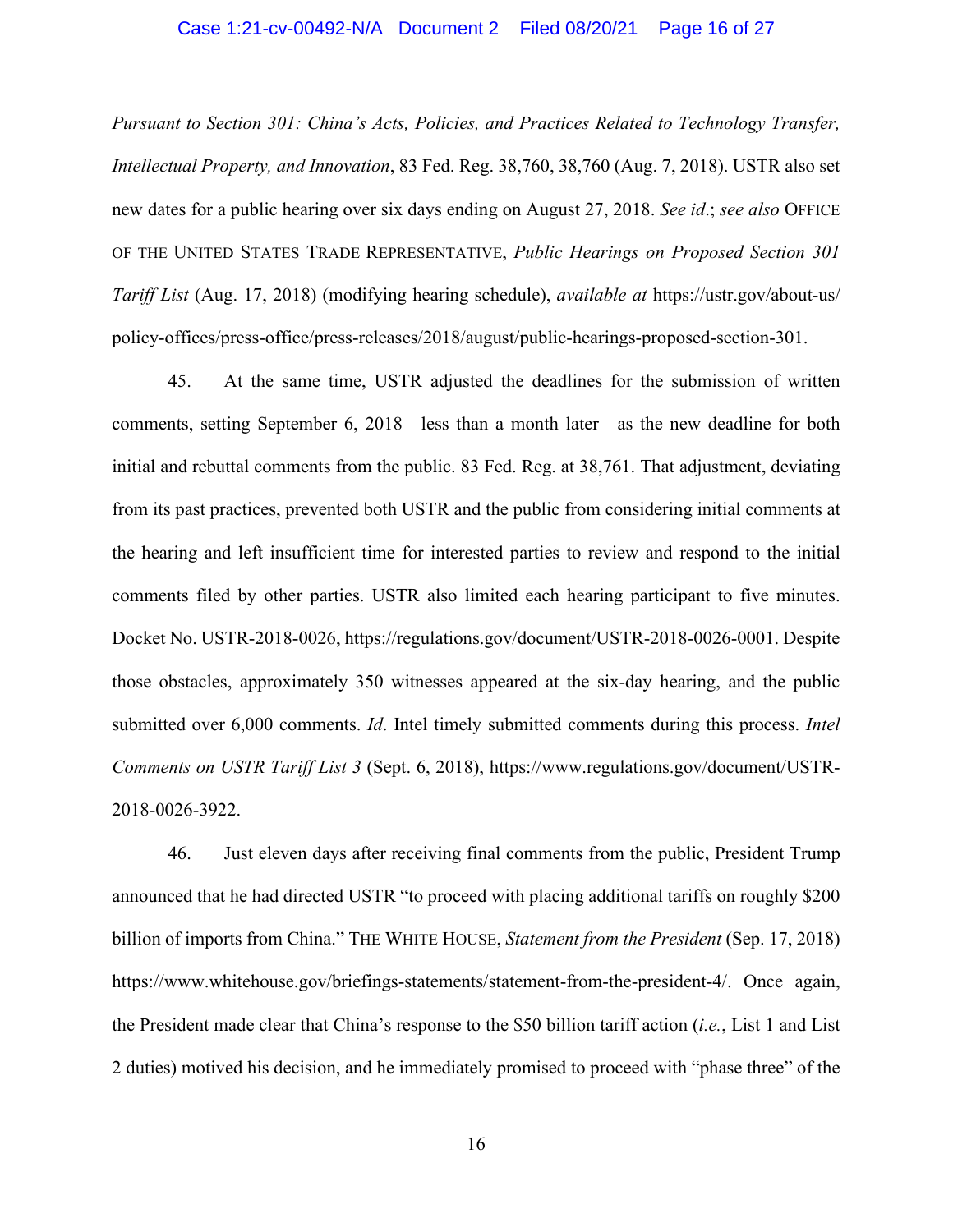*Pursuant to Section 301: China's Acts, Policies, and Practices Related to Technology Transfer, Intellectual Property, and Innovation*, 83 Fed. Reg. 38,760, 38,760 (Aug. 7, 2018). USTR also set new dates for a public hearing over six days ending on August 27, 2018. *See id*.; *see also* OFFICE OF THE UNITED STATES TRADE REPRESENTATIVE, *Public Hearings on Proposed Section 301 Tariff List* (Aug. 17, 2018) (modifying hearing schedule), *available at* https://ustr.gov/about-us/policy-offices/press-office/press-releases/2018/august/public-hearings-proposed-section-301.

45. At the same time, USTR adjusted the deadlines for the submission of written comments, setting September 6, 2018—less than a month later—as the new deadline for both initial and rebuttal comments from the public. 83 Fed. Reg. at 38,761. That adjustment, deviating from its past practices, prevented both USTR and the public from considering initial comments at the hearing and left insufficient time for interested parties to review and respond to the initial comments filed by other parties. USTR also limited each hearing participant to five minutes. Docket No. USTR-2018-0026, https://regulations.gov/document/USTR-2018-0026-0001. Despite those obstacles, approximately 350 witnesses appeared at the six-day hearing, and the public submitted over 6,000 comments. *Id*. Intel timely submitted comments during this process. *Intel Comments on USTR Tariff List 3* (Sept. 6, 2018), https://www.regulations.gov/document/USTR-2018-0026-3922.

46. Just eleven days after receiving final comments from the public, President Trump announced that he had directed USTR "to proceed with placing additional tariffs on roughly $200 billion of imports from China." THE WHITE HOUSE, *Statement from the President* (Sep. 17, 2018) https://www.whitehouse.gov/briefings-statements/statement-from-the-president-4/. Once again, the President made clear that China's response to the $50 billion tariff action (*i.e.*, List 1 and List 2 duties) motived his decision, and he immediately promised to proceed with "phase three" of the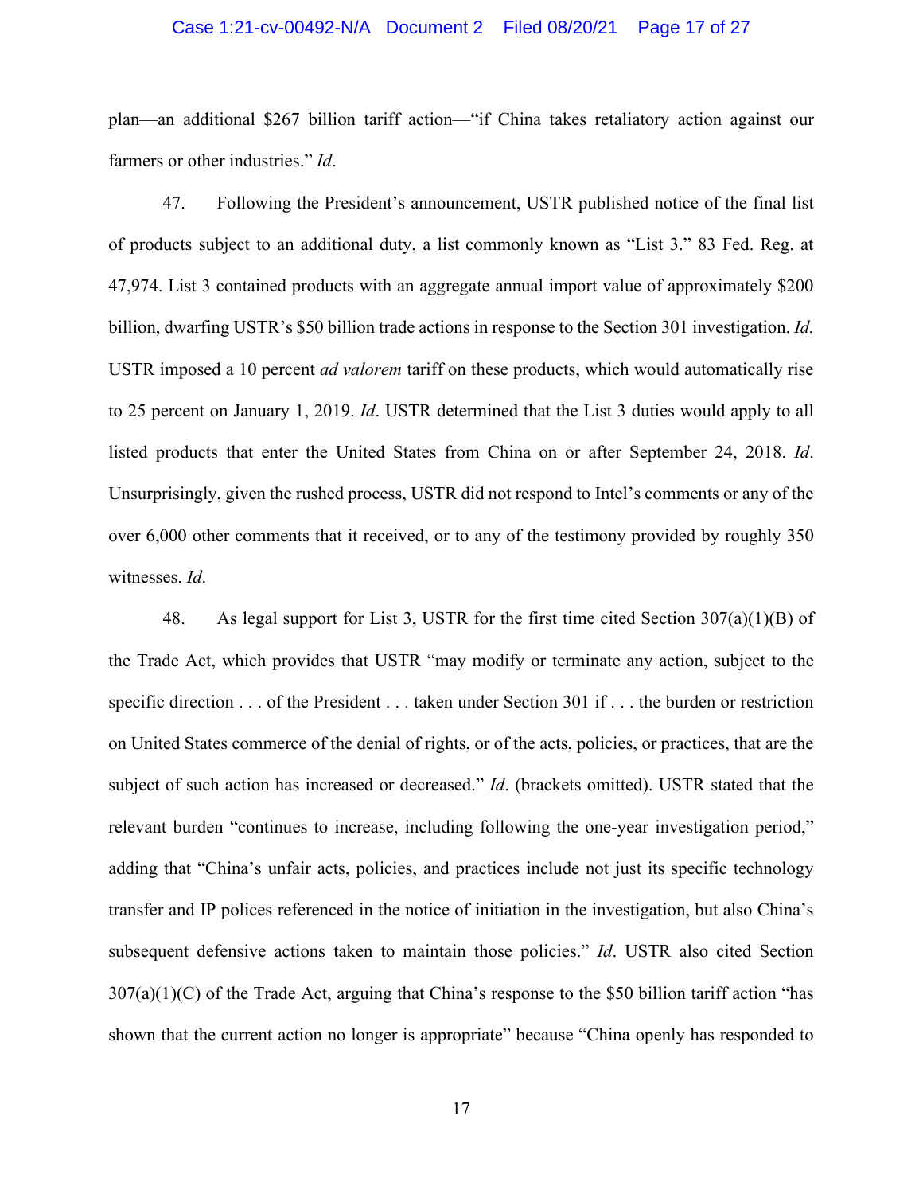plan—an additional $267 billion tariff action—"if China takes retaliatory action against our farmers or other industries." *Id*.

47. Following the President's announcement, USTR published notice of the final list of products subject to an additional duty, a list commonly known as "List 3." 83 Fed. Reg. at 47,974. List 3 contained products with an aggregate annual import value of approximately $200 billion, dwarfing USTR's $50 billion trade actions in response to the Section 301 investigation. *Id.* USTR imposed a 10 percent *ad valorem* tariff on these products, which would automatically rise to 25 percent on January 1, 2019. *Id*. USTR determined that the List 3 duties would apply to all listed products that enter the United States from China on or after September 24, 2018. *Id*. Unsurprisingly, given the rushed process, USTR did not respond to Intel's comments or any of the over 6,000 other comments that it received, or to any of the testimony provided by roughly 350 witnesses. *Id*.

48. As legal support for List 3, USTR for the first time cited Section 307(a)(1)(B) of the Trade Act, which provides that USTR "may modify or terminate any action, subject to the specific direction . . . of the President . . . taken under Section 301 if . . . the burden or restriction on United States commerce of the denial of rights, or of the acts, policies, or practices, that are the subject of such action has increased or decreased." *Id*. (brackets omitted). USTR stated that the relevant burden "continues to increase, including following the one-year investigation period," adding that "China's unfair acts, policies, and practices include not just its specific technology transfer and IP polices referenced in the notice of initiation in the investigation, but also China's subsequent defensive actions taken to maintain those policies." *Id*. USTR also cited Section 307(a)(1)(C) of the Trade Act, arguing that China's response to the $50 billion tariff action "has shown that the current action no longer is appropriate" because "China openly has responded to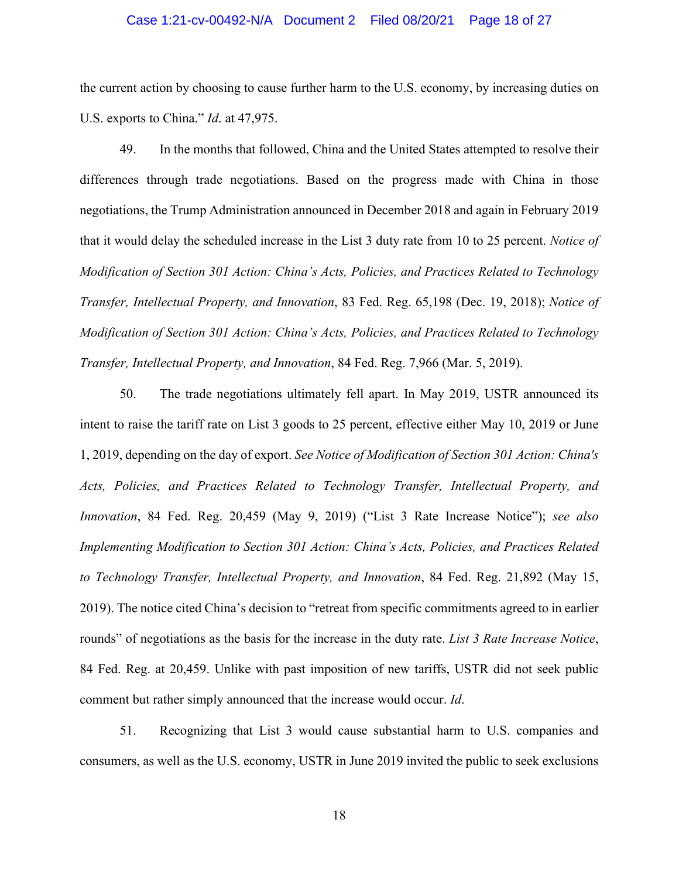the current action by choosing to cause further harm to the U.S. economy, by increasing duties on U.S. exports to China." *Id*. at 47,975.

49. In the months that followed, China and the United States attempted to resolve their differences through trade negotiations. Based on the progress made with China in those negotiations, the Trump Administration announced in December 2018 and again in February 2019 that it would delay the scheduled increase in the List 3 duty rate from 10 to 25 percent. *Notice of Modification of Section 301 Action: China's Acts, Policies, and Practices Related to Technology Transfer, Intellectual Property, and Innovation*, 83 Fed. Reg. 65,198 (Dec. 19, 2018); *Notice of Modification of Section 301 Action: China's Acts, Policies, and Practices Related to Technology Transfer, Intellectual Property, and Innovation*, 84 Fed. Reg. 7,966 (Mar. 5, 2019).

50. The trade negotiations ultimately fell apart. In May 2019, USTR announced its intent to raise the tariff rate on List 3 goods to 25 percent, effective either May 10, 2019 or June 1, 2019, depending on the day of export. *See Notice of Modification of Section 301 Action: China's Acts, Policies, and Practices Related to Technology Transfer, Intellectual Property, and Innovation*, 84 Fed. Reg. 20,459 (May 9, 2019) ("List 3 Rate Increase Notice"); *see also Implementing Modification to Section 301 Action: China's Acts, Policies, and Practices Related to Technology Transfer, Intellectual Property, and Innovation*, 84 Fed. Reg. 21,892 (May 15, 2019). The notice cited China's decision to "retreat from specific commitments agreed to in earlier rounds" of negotiations as the basis for the increase in the duty rate. *List 3 Rate Increase Notice*, 84 Fed. Reg. at 20,459. Unlike with past imposition of new tariffs, USTR did not seek public comment but rather simply announced that the increase would occur. *Id*.

51. Recognizing that List 3 would cause substantial harm to U.S. companies and consumers, as well as the U.S. economy, USTR in June 2019 invited the public to seek exclusions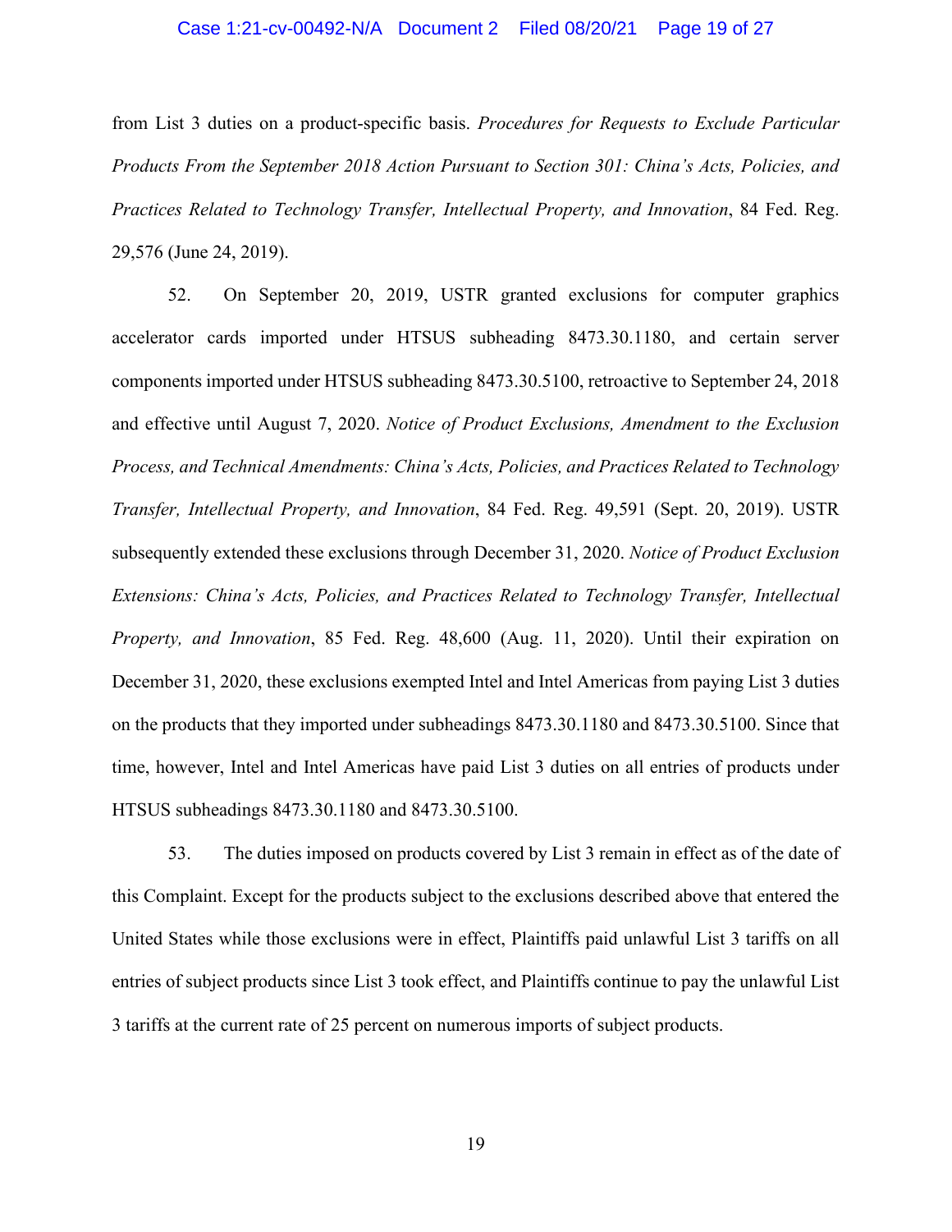from List 3 duties on a product-specific basis. *Procedures for Requests to Exclude Particular Products From the September 2018 Action Pursuant to Section 301: China's Acts, Policies, and Practices Related to Technology Transfer, Intellectual Property, and Innovation*, 84 Fed. Reg. 29,576 (June 24, 2019).

52. On September 20, 2019, USTR granted exclusions for computer graphics accelerator cards imported under HTSUS subheading 8473.30.1180, and certain server components imported under HTSUS subheading 8473.30.5100, retroactive to September 24, 2018 and effective until August 7, 2020. *Notice of Product Exclusions, Amendment to the Exclusion Process, and Technical Amendments: China's Acts, Policies, and Practices Related to Technology Transfer, Intellectual Property, and Innovation*, 84 Fed. Reg. 49,591 (Sept. 20, 2019). USTR subsequently extended these exclusions through December 31, 2020. *Notice of Product Exclusion Extensions: China's Acts, Policies, and Practices Related to Technology Transfer, Intellectual Property, and Innovation*, 85 Fed. Reg. 48,600 (Aug. 11, 2020). Until their expiration on December 31, 2020, these exclusions exempted Intel and Intel Americas from paying List 3 duties on the products that they imported under subheadings 8473.30.1180 and 8473.30.5100. Since that time, however, Intel and Intel Americas have paid List 3 duties on all entries of products under HTSUS subheadings 8473.30.1180 and 8473.30.5100.

53. The duties imposed on products covered by List 3 remain in effect as of the date of this Complaint. Except for the products subject to the exclusions described above that entered the United States while those exclusions were in effect, Plaintiffs paid unlawful List 3 tariffs on all entries of subject products since List 3 took effect, and Plaintiffs continue to pay the unlawful List 3 tariffs at the current rate of 25 percent on numerous imports of subject products.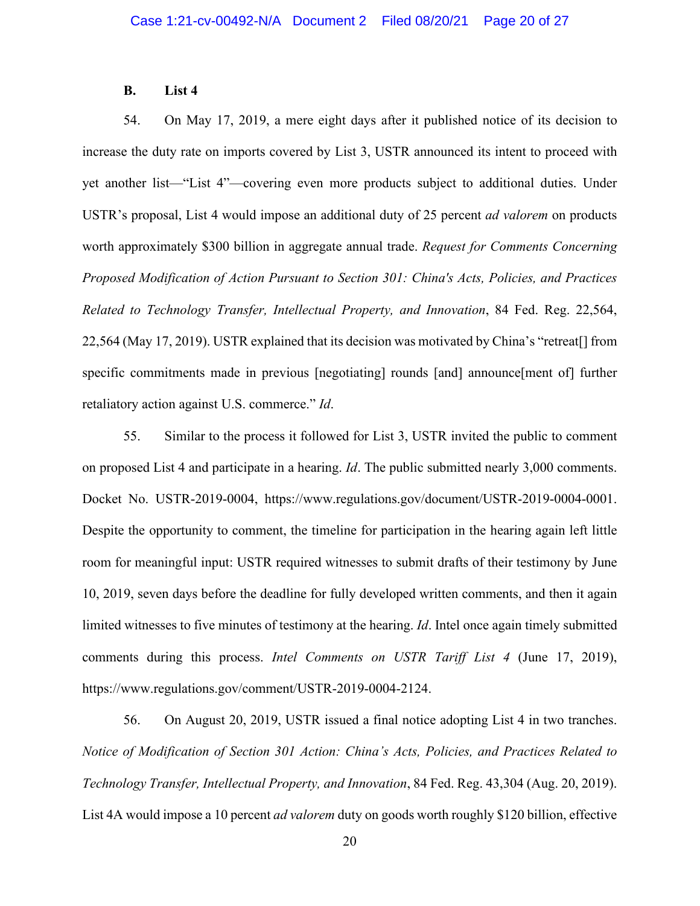### B. List 4

54. On May 17, 2019, a mere eight days after it published notice of its decision to increase the duty rate on imports covered by List 3, USTR announced its intent to proceed with yet another list—"List 4"—covering even more products subject to additional duties. Under USTR's proposal, List 4 would impose an additional duty of 25 percent *ad valorem* on products worth approximately $300 billion in aggregate annual trade. *Request for Comments Concerning Proposed Modification of Action Pursuant to Section 301: China's Acts, Policies, and Practices Related to Technology Transfer, Intellectual Property, and Innovation*, 84 Fed. Reg. 22,564, 22,564 (May 17, 2019). USTR explained that its decision was motivated by China's "retreat[] from specific commitments made in previous [negotiating] rounds [and] announce[ment of] further retaliatory action against U.S. commerce." *Id*.

55. Similar to the process it followed for List 3, USTR invited the public to comment on proposed List 4 and participate in a hearing. *Id*. The public submitted nearly 3,000 comments. Docket No. USTR-2019-0004, https://www.regulations.gov/document/USTR-2019-0004-0001. Despite the opportunity to comment, the timeline for participation in the hearing again left little room for meaningful input: USTR required witnesses to submit drafts of their testimony by June 10, 2019, seven days before the deadline for fully developed written comments, and then it again limited witnesses to five minutes of testimony at the hearing. *Id*. Intel once again timely submitted comments during this process. *Intel Comments on USTR Tariff List 4* (June 17, 2019), https://www.regulations.gov/comment/USTR-2019-0004-2124.

56. On August 20, 2019, USTR issued a final notice adopting List 4 in two tranches. *Notice of Modification of Section 301 Action: China's Acts, Policies, and Practices Related to Technology Transfer, Intellectual Property, and Innovation*, 84 Fed. Reg. 43,304 (Aug. 20, 2019). List 4A would impose a 10 percent *ad valorem* duty on goods worth roughly $120 billion, effective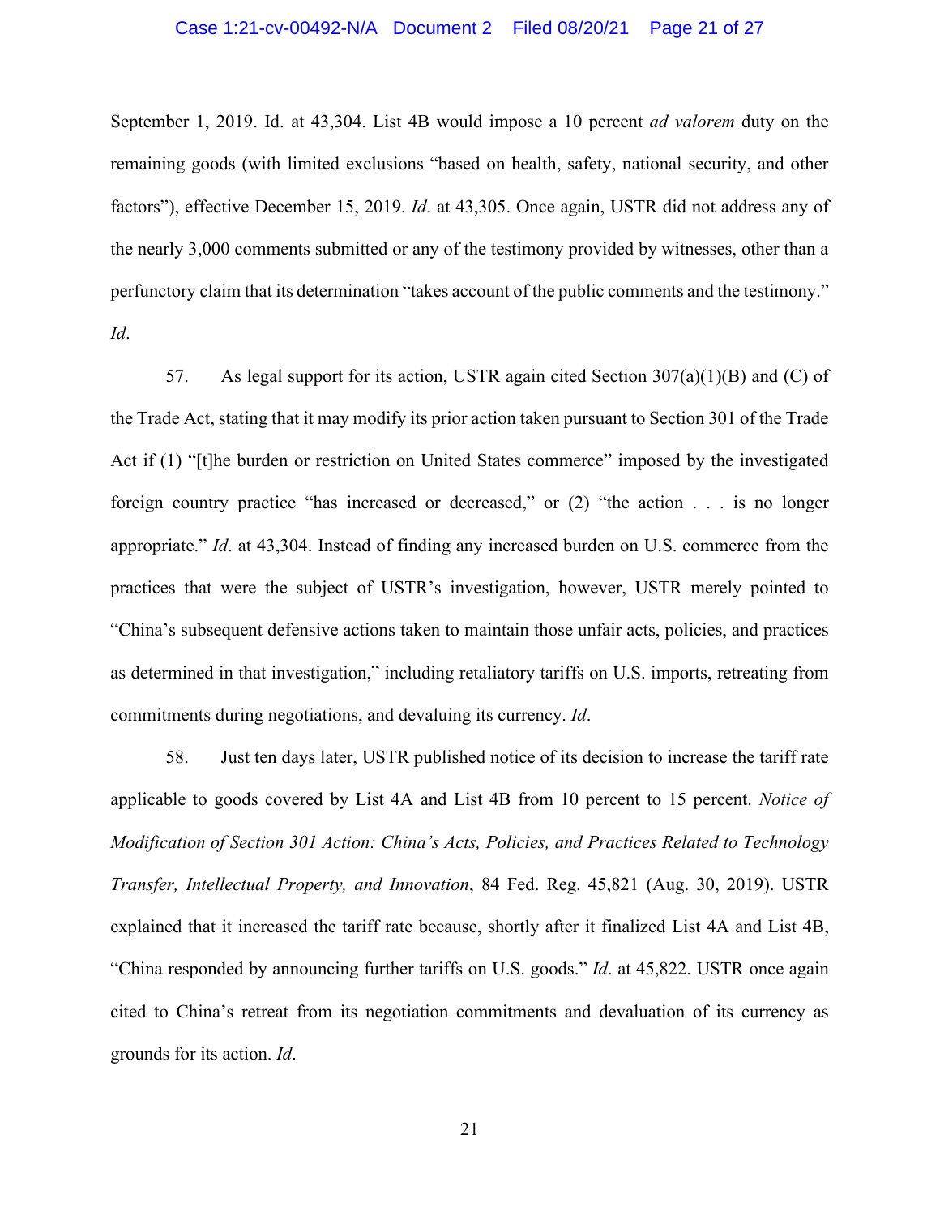September 1, 2019. Id. at 43,304. List 4B would impose a 10 percent *ad valorem* duty on the remaining goods (with limited exclusions "based on health, safety, national security, and other factors"), effective December 15, 2019. *Id*. at 43,305. Once again, USTR did not address any of the nearly 3,000 comments submitted or any of the testimony provided by witnesses, other than a perfunctory claim that its determination "takes account of the public comments and the testimony." *Id*.

57. As legal support for its action, USTR again cited Section 307(a)(1)(B) and (C) of the Trade Act, stating that it may modify its prior action taken pursuant to Section 301 of the Trade Act if (1) "[t]he burden or restriction on United States commerce" imposed by the investigated foreign country practice "has increased or decreased," or (2) "the action . . . is no longer appropriate." *Id*. at 43,304. Instead of finding any increased burden on U.S. commerce from the practices that were the subject of USTR's investigation, however, USTR merely pointed to "China's subsequent defensive actions taken to maintain those unfair acts, policies, and practices as determined in that investigation," including retaliatory tariffs on U.S. imports, retreating from commitments during negotiations, and devaluing its currency. *Id*.

58. Just ten days later, USTR published notice of its decision to increase the tariff rate applicable to goods covered by List 4A and List 4B from 10 percent to 15 percent. *Notice of Modification of Section 301 Action: China's Acts, Policies, and Practices Related to Technology Transfer, Intellectual Property, and Innovation*, 84 Fed. Reg. 45,821 (Aug. 30, 2019). USTR explained that it increased the tariff rate because, shortly after it finalized List 4A and List 4B, "China responded by announcing further tariffs on U.S. goods." *Id*. at 45,822. USTR once again cited to China's retreat from its negotiation commitments and devaluation of its currency as grounds for its action. *Id*.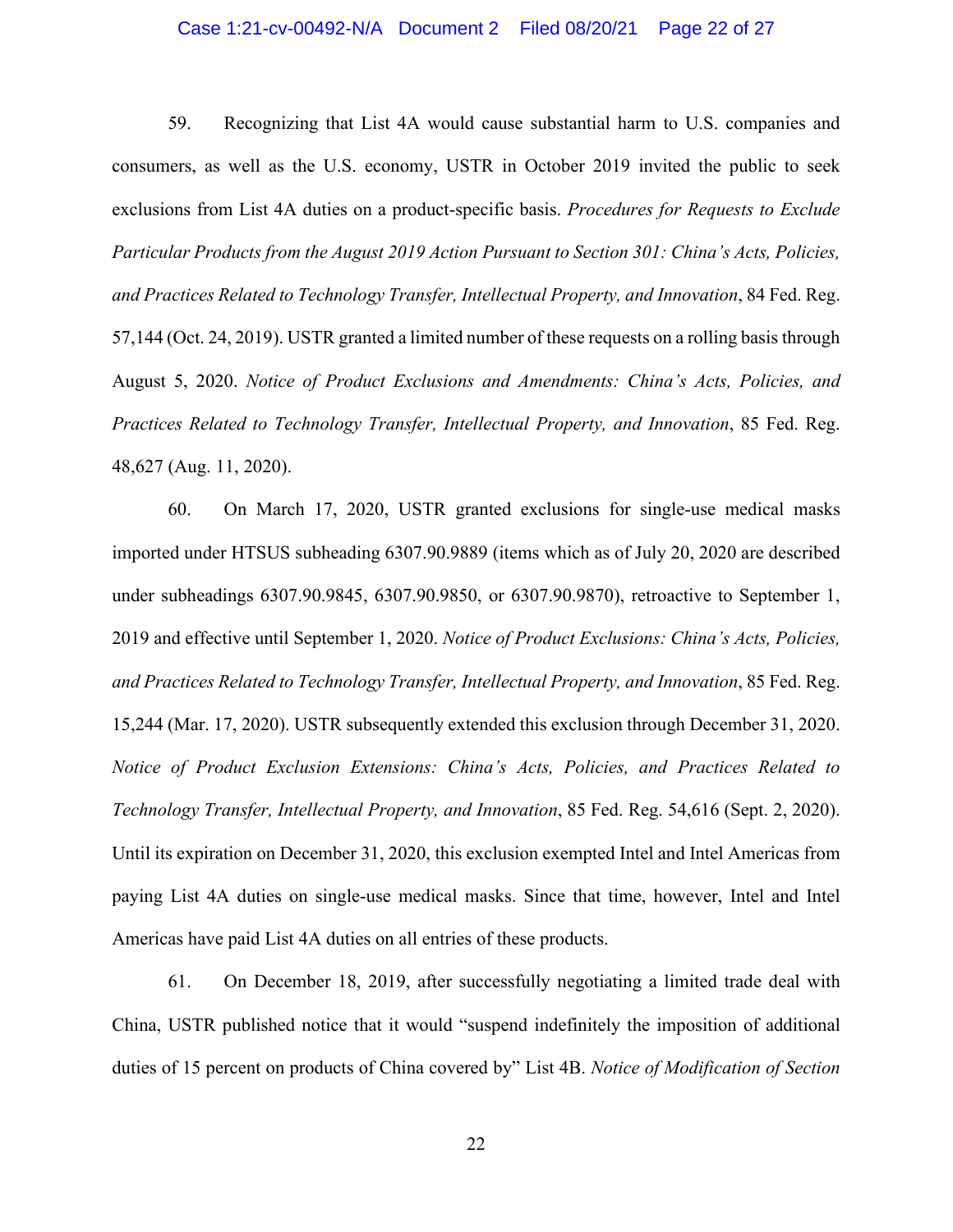59. Recognizing that List 4A would cause substantial harm to U.S. companies and consumers, as well as the U.S. economy, USTR in October 2019 invited the public to seek exclusions from List 4A duties on a product-specific basis. *Procedures for Requests to Exclude Particular Products from the August 2019 Action Pursuant to Section 301: China's Acts, Policies, and Practices Related to Technology Transfer, Intellectual Property, and Innovation*, 84 Fed. Reg. 57,144 (Oct. 24, 2019). USTR granted a limited number of these requests on a rolling basis through August 5, 2020. *Notice of Product Exclusions and Amendments: China's Acts, Policies, and Practices Related to Technology Transfer, Intellectual Property, and Innovation*, 85 Fed. Reg. 48,627 (Aug. 11, 2020).

60. On March 17, 2020, USTR granted exclusions for single-use medical masks imported under HTSUS subheading 6307.90.9889 (items which as of July 20, 2020 are described under subheadings 6307.90.9845, 6307.90.9850, or 6307.90.9870), retroactive to September 1, 2019 and effective until September 1, 2020. *Notice of Product Exclusions: China's Acts, Policies, and Practices Related to Technology Transfer, Intellectual Property, and Innovation*, 85 Fed. Reg. 15,244 (Mar. 17, 2020). USTR subsequently extended this exclusion through December 31, 2020. *Notice of Product Exclusion Extensions: China's Acts, Policies, and Practices Related to Technology Transfer, Intellectual Property, and Innovation*, 85 Fed. Reg. 54,616 (Sept. 2, 2020). Until its expiration on December 31, 2020, this exclusion exempted Intel and Intel Americas from paying List 4A duties on single-use medical masks. Since that time, however, Intel and Intel Americas have paid List 4A duties on all entries of these products.

61. On December 18, 2019, after successfully negotiating a limited trade deal with China, USTR published notice that it would "suspend indefinitely the imposition of additional duties of 15 percent on products of China covered by" List 4B. *Notice of Modification of Section*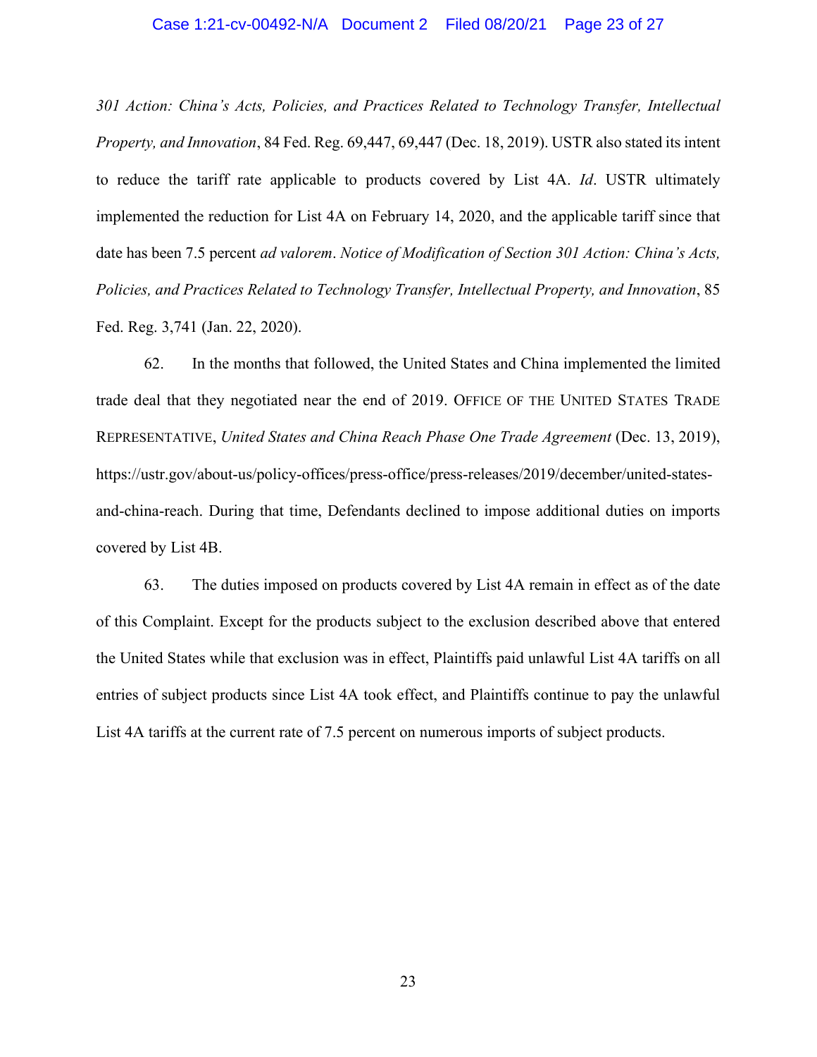*301 Action: China's Acts, Policies, and Practices Related to Technology Transfer, Intellectual Property, and Innovation*, 84 Fed. Reg. 69,447, 69,447 (Dec. 18, 2019). USTR also stated its intent to reduce the tariff rate applicable to products covered by List 4A. *Id*. USTR ultimately implemented the reduction for List 4A on February 14, 2020, and the applicable tariff since that date has been 7.5 percent *ad valorem*. *Notice of Modification of Section 301 Action: China's Acts, Policies, and Practices Related to Technology Transfer, Intellectual Property, and Innovation*, 85 Fed. Reg. 3,741 (Jan. 22, 2020).

62. In the months that followed, the United States and China implemented the limited trade deal that they negotiated near the end of 2019. OFFICE OF THE UNITED STATES TRADE REPRESENTATIVE, *United States and China Reach Phase One Trade Agreement* (Dec. 13, 2019), https://ustr.gov/about-us/policy-offices/press-office/press-releases/2019/december/united-states-and-china-reach. During that time, Defendants declined to impose additional duties on imports covered by List 4B.

63. The duties imposed on products covered by List 4A remain in effect as of the date of this Complaint. Except for the products subject to the exclusion described above that entered the United States while that exclusion was in effect, Plaintiffs paid unlawful List 4A tariffs on all entries of subject products since List 4A took effect, and Plaintiffs continue to pay the unlawful List 4A tariffs at the current rate of 7.5 percent on numerous imports of subject products.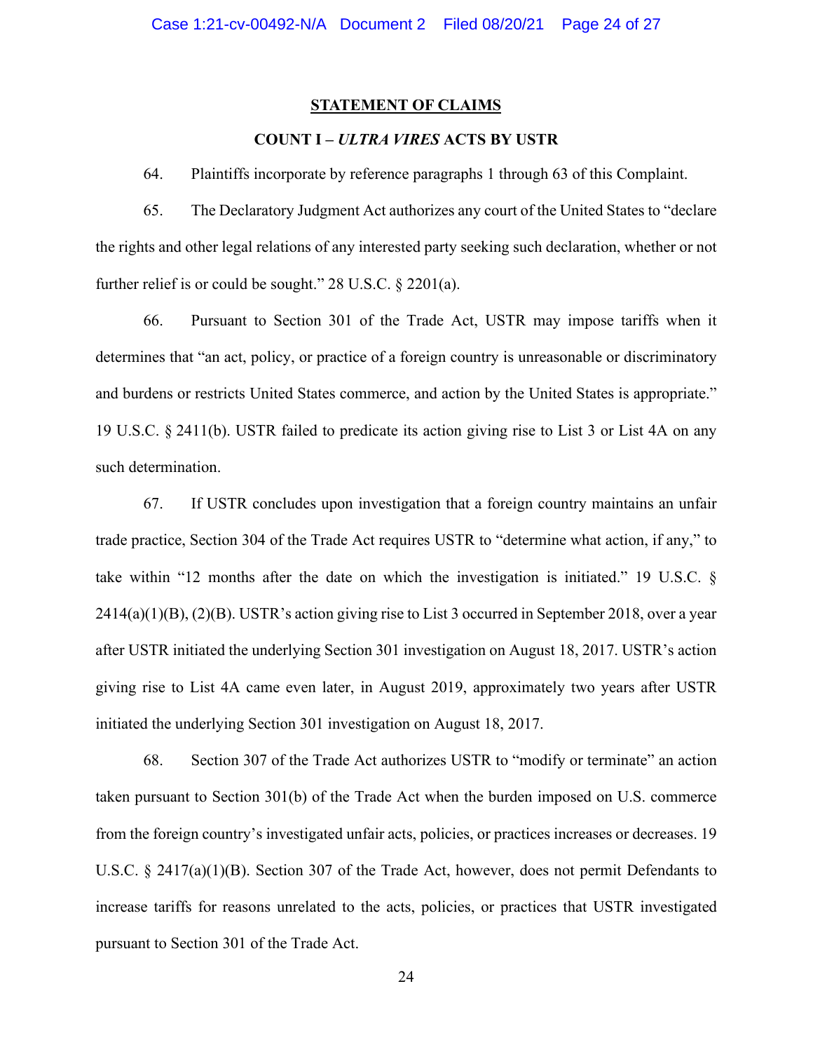## STATEMENT OF CLAIMS

### COUNT I – *ULTRA VIRES* ACTS BY USTR

64. Plaintiffs incorporate by reference paragraphs 1 through 63 of this Complaint.

65. The Declaratory Judgment Act authorizes any court of the United States to "declare the rights and other legal relations of any interested party seeking such declaration, whether or not further relief is or could be sought." 28 U.S.C. § 2201(a).

66. Pursuant to Section 301 of the Trade Act, USTR may impose tariffs when it determines that "an act, policy, or practice of a foreign country is unreasonable or discriminatory and burdens or restricts United States commerce, and action by the United States is appropriate." 19 U.S.C. § 2411(b). USTR failed to predicate its action giving rise to List 3 or List 4A on any such determination.

67. If USTR concludes upon investigation that a foreign country maintains an unfair trade practice, Section 304 of the Trade Act requires USTR to "determine what action, if any," to take within "12 months after the date on which the investigation is initiated." 19 U.S.C. § 2414(a)(1)(B), (2)(B). USTR's action giving rise to List 3 occurred in September 2018, over a year after USTR initiated the underlying Section 301 investigation on August 18, 2017. USTR's action giving rise to List 4A came even later, in August 2019, approximately two years after USTR initiated the underlying Section 301 investigation on August 18, 2017.

68. Section 307 of the Trade Act authorizes USTR to "modify or terminate" an action taken pursuant to Section 301(b) of the Trade Act when the burden imposed on U.S. commerce from the foreign country's investigated unfair acts, policies, or practices increases or decreases. 19 U.S.C. § 2417(a)(1)(B). Section 307 of the Trade Act, however, does not permit Defendants to increase tariffs for reasons unrelated to the acts, policies, or practices that USTR investigated pursuant to Section 301 of the Trade Act.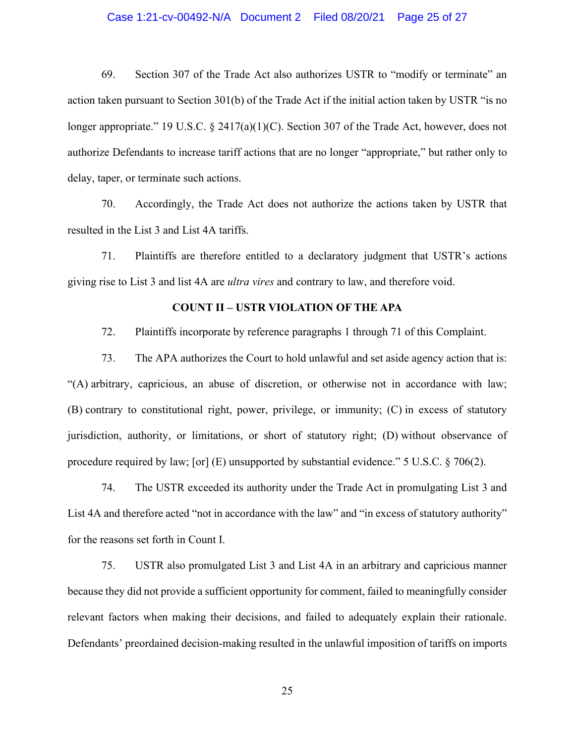69. Section 307 of the Trade Act also authorizes USTR to "modify or terminate" an action taken pursuant to Section 301(b) of the Trade Act if the initial action taken by USTR "is no longer appropriate." 19 U.S.C. § 2417(a)(1)(C). Section 307 of the Trade Act, however, does not authorize Defendants to increase tariff actions that are no longer "appropriate," but rather only to delay, taper, or terminate such actions.

70. Accordingly, the Trade Act does not authorize the actions taken by USTR that resulted in the List 3 and List 4A tariffs.

71. Plaintiffs are therefore entitled to a declaratory judgment that USTR's actions giving rise to List 3 and list 4A are *ultra vires* and contrary to law, and therefore void.

**COUNT II – USTR VIOLATION OF THE APA**

72. Plaintiffs incorporate by reference paragraphs 1 through 71 of this Complaint.

73. The APA authorizes the Court to hold unlawful and set aside agency action that is: "(A) arbitrary, capricious, an abuse of discretion, or otherwise not in accordance with law; (B) contrary to constitutional right, power, privilege, or immunity; (C) in excess of statutory jurisdiction, authority, or limitations, or short of statutory right; (D) without observance of procedure required by law; [or] (E) unsupported by substantial evidence." 5 U.S.C. § 706(2).

74. The USTR exceeded its authority under the Trade Act in promulgating List 3 and List 4A and therefore acted "not in accordance with the law" and "in excess of statutory authority" for the reasons set forth in Count I.

75. USTR also promulgated List 3 and List 4A in an arbitrary and capricious manner because they did not provide a sufficient opportunity for comment, failed to meaningfully consider relevant factors when making their decisions, and failed to adequately explain their rationale. Defendants' preordained decision-making resulted in the unlawful imposition of tariffs on imports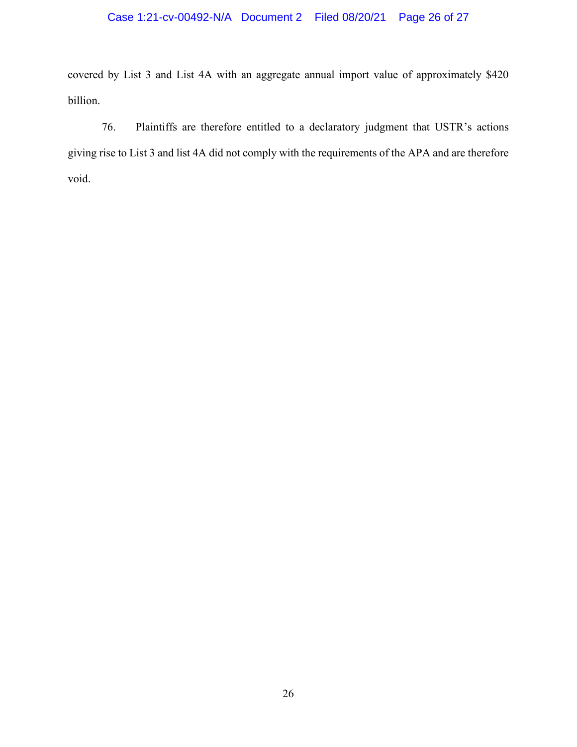covered by List 3 and List 4A with an aggregate annual import value of approximately $420 billion.

76. Plaintiffs are therefore entitled to a declaratory judgment that USTR's actions giving rise to List 3 and list 4A did not comply with the requirements of the APA and are therefore void.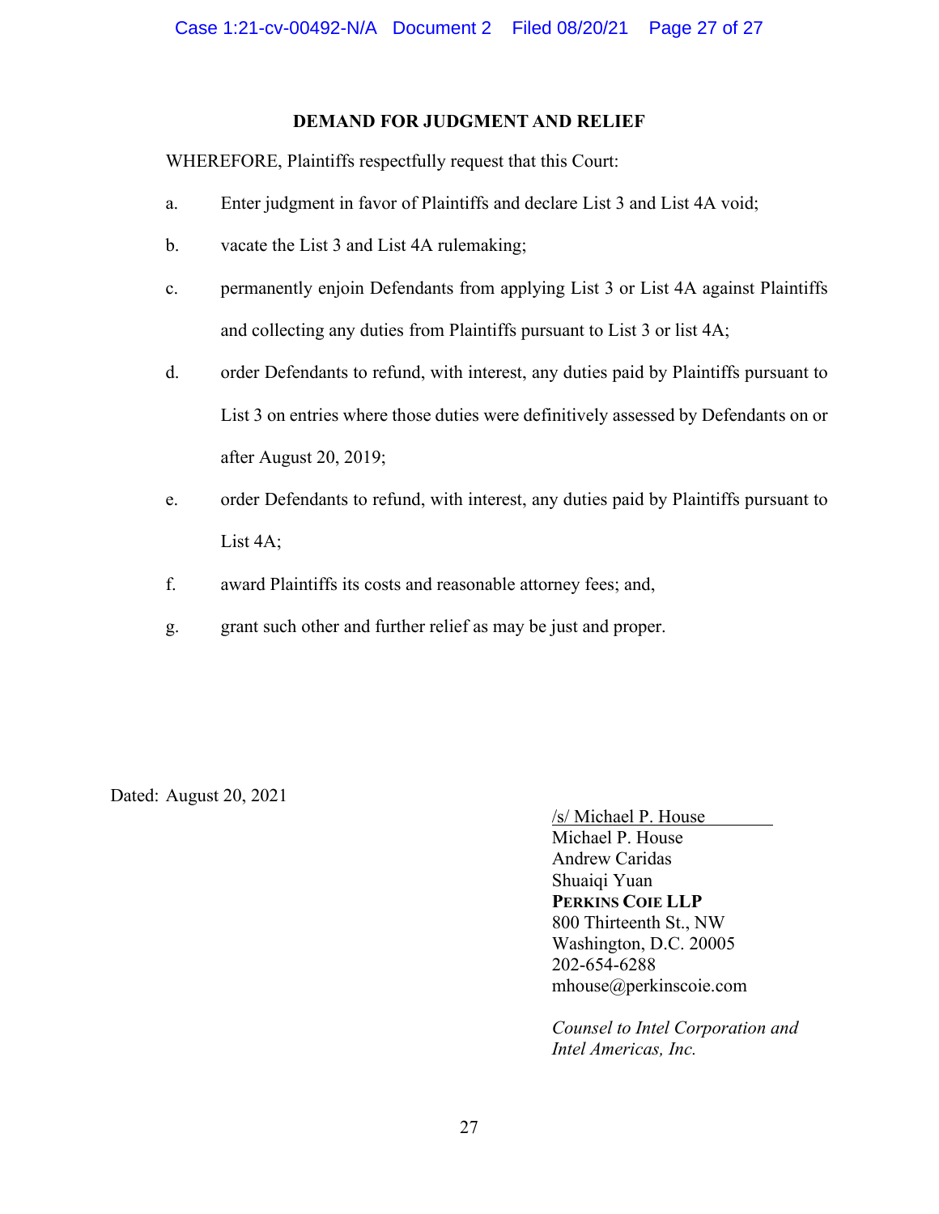## DEMAND FOR JUDGMENT AND RELIEF

WHEREFORE, Plaintiffs respectfully request that this Court:

a. Enter judgment in favor of Plaintiffs and declare List 3 and List 4A void;

b. vacate the List 3 and List 4A rulemaking;

c. permanently enjoin Defendants from applying List 3 or List 4A against Plaintiffs and collecting any duties from Plaintiffs pursuant to List 3 or list 4A;

d. order Defendants to refund, with interest, any duties paid by Plaintiffs pursuant to List 3 on entries where those duties were definitively assessed by Defendants on or after August 20, 2019;

e. order Defendants to refund, with interest, any duties paid by Plaintiffs pursuant to List 4A;

f. award Plaintiffs its costs and reasonable attorney fees; and,

g. grant such other and further relief as may be just and proper.

Dated: August 20, 2021

/s/ Michael P. House
Michael P. House
Andrew Caridas
Shuaiqi Yuan
**PERKINS COIE LLP**
800 Thirteenth St., NW
Washington, D.C. 20005
202-654-6288
mhouse@perkinscoie.com

*Counsel to Intel Corporation and Intel Americas, Inc.*